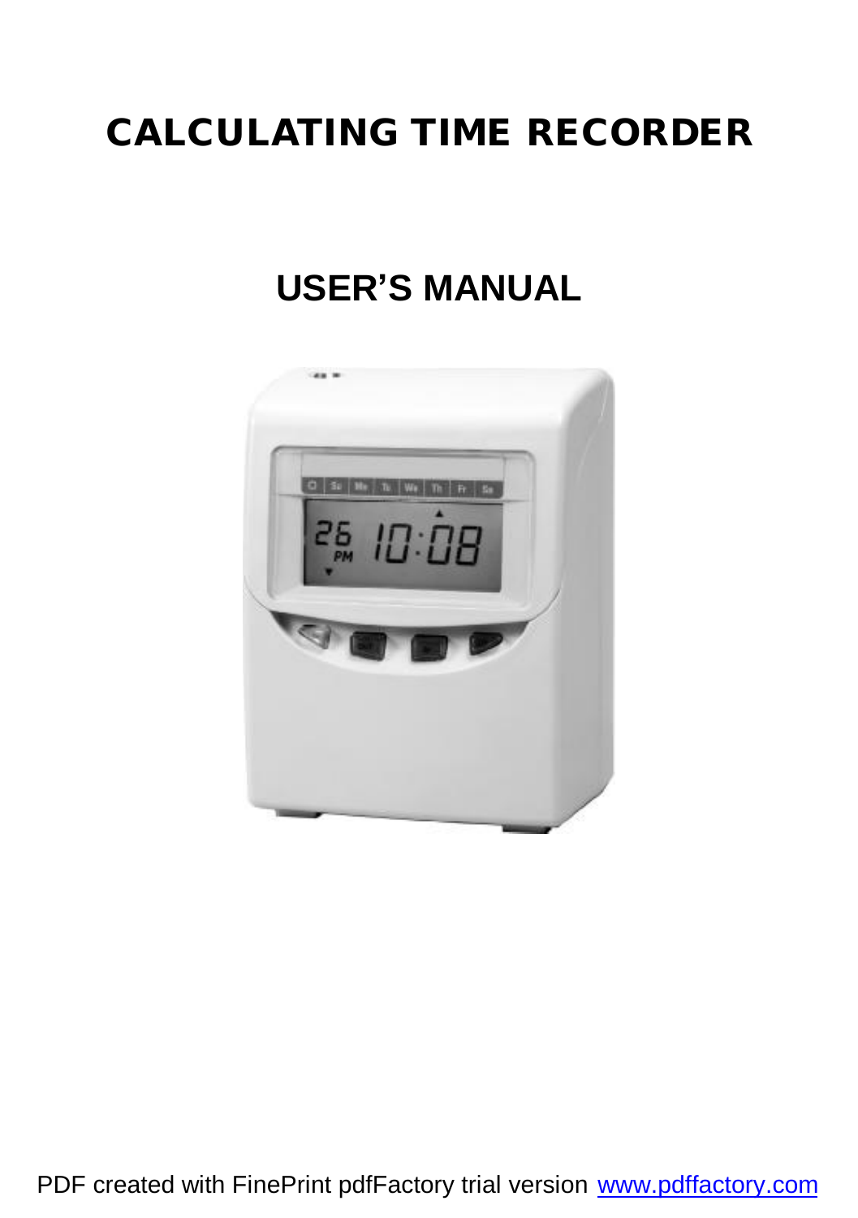# CALCULATING TIME RECORDER

## USER'S MANUAL

PDF created with FinePrint pdfFactory trial version www.pdffactory.com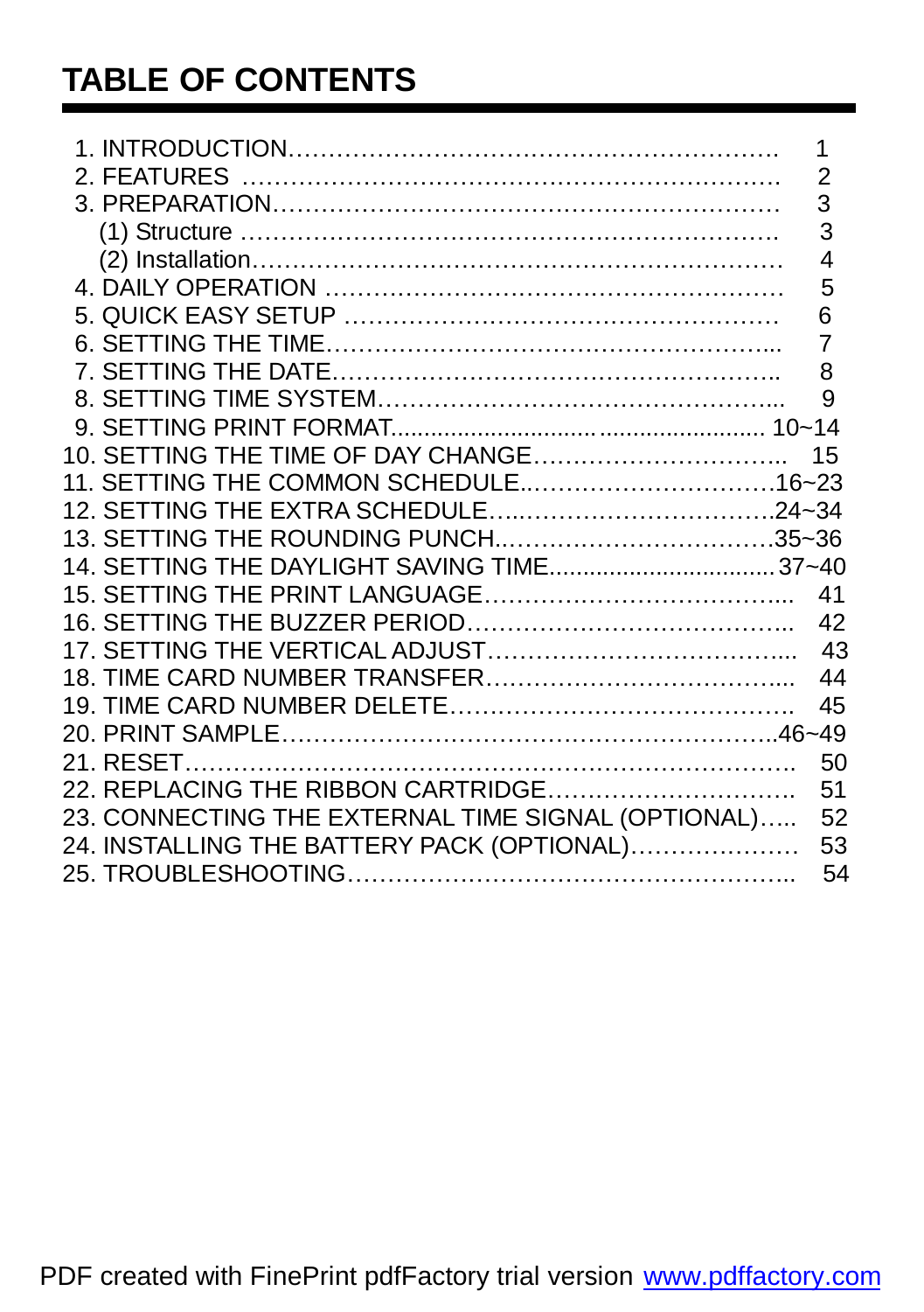# TABLE OF CONTENTS

1. INTRODUCTION………………………………………………………. 1
2. FEATURES ……………………………………………………………. 2
3. PREPARATION………………………………………………………… 3
   (1) Structure …………………………………………………………. 3
   (2) Installation………………………………………………………… 4
4. DAILY OPERATION …………………………………………………. 5
5. QUICK EASY SETUP ………………………………………………. 6
6. SETTING THE TIME……………………………………………….... 7
7. SETTING THE DATE……………………………………………….. 8
8. SETTING TIME SYSTEM…………………………………………... 9
9. SETTING PRINT FORMAT........................................................ 10~14
10. SETTING THE TIME OF DAY CHANGE………………………….. 15
11. SETTING THE COMMON SCHEDULE..…………………………16~23
12. SETTING THE EXTRA SCHEDULE…..…………………………….24~34
13. SETTING THE ROUNDING PUNCH..……………………………35~36
14. SETTING THE DAYLIGHT SAVING TIME..................................37~40
15. SETTING THE PRINT LANGUAGE……………………………..... 41
16. SETTING THE BUZZER PERIOD………………………………….. 42
17. SETTING THE VERTICAL ADJUST……………………………..... 43
18. TIME CARD NUMBER TRANSFER……………………………..... 44
19. TIME CARD NUMBER DELETE……………………………………. 45
20. PRINT SAMPLE……………………………………………………..46~49
21. RESET…………………………………………………………………. 50
22. REPLACING THE RIBBON CARTRIDGE…………………………. 51
23. CONNECTING THE EXTERNAL TIME SIGNAL (OPTIONAL)….. 52
24. INSTALLING THE BATTERY PACK (OPTIONAL)………………… 53
25. TROUBLESHOOTING……………………………………………….. 54

PDF created with FinePrint pdfFactory trial version www.pdffactory.com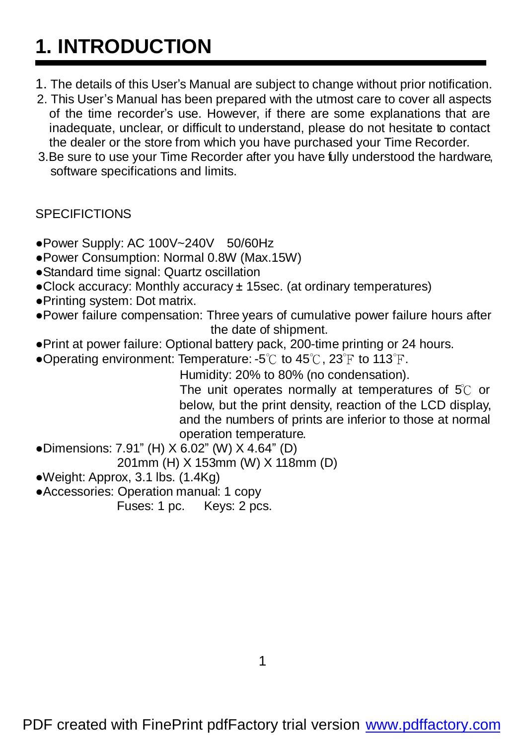# 1. INTRODUCTION

1. The details of this User's Manual are subject to change without prior notification.
2. This User's Manual has been prepared with the utmost care to cover all aspects of the time recorder's use. However, if there are some explanations that are inadequate, unclear, or difficult to understand, please do not hesitate to contact the dealer or the store from which you have purchased your Time Recorder.
3. Be sure to use your Time Recorder after you have fully understood the hardware, software specifications and limits.

SPECIFICTIONS

- Power Supply: AC 100V~240V 50/60Hz
- Power Consumption: Normal 0.8W (Max.15W)
- Standard time signal: Quartz oscillation
- Clock accuracy: Monthly accuracy ± 15sec. (at ordinary temperatures)
- Printing system: Dot matrix.
- Power failure compensation: Three years of cumulative power failure hours after the date of shipment.
- Print at power failure: Optional battery pack, 200-time printing or 24 hours.
- Operating environment: Temperature: -5℃ to 45℃, 23℉ to 113℉.
  Humidity: 20% to 80% (no condensation).
  The unit operates normally at temperatures of 5℃ or below, but the print density, reaction of the LCD display, and the numbers of prints are inferior to those at normal operation temperature.
- Dimensions: 7.91" (H) X 6.02" (W) X 4.64" (D)
  201mm (H) X 153mm (W) X 118mm (D)
- Weight: Approx, 3.1 lbs. (1.4Kg)
- Accessories: Operation manual: 1 copy
  Fuses: 1 pc. Keys: 2 pcs.

PDF created with FinePrint pdfFactory trial version www.pdffactory.com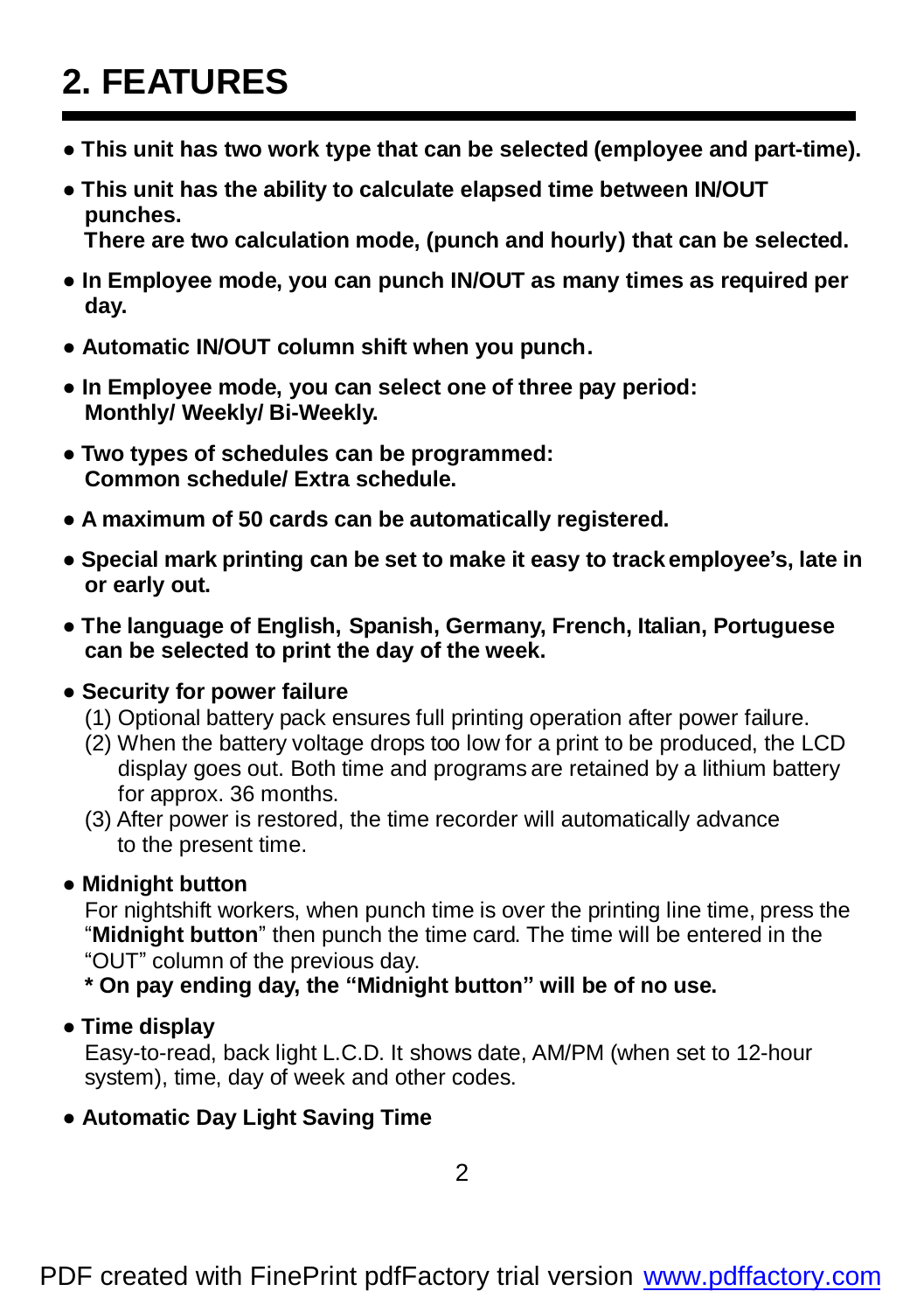# 2. FEATURES

- **This unit has two work type that can be selected (employee and part-time).**
- **This unit has the ability to calculate elapsed time between IN/OUT punches.**
  **There are two calculation mode, (punch and hourly) that can be selected.**
- **In Employee mode, you can punch IN/OUT as many times as required per day.**
- **Automatic IN/OUT column shift when you punch.**
- **In Employee mode, you can select one of three pay period:**
  **Monthly/ Weekly/ Bi-Weekly.**
- **Two types of schedules can be programmed:**
  **Common schedule/ Extra schedule.**
- **A maximum of 50 cards can be automatically registered.**
- **Special mark printing can be set to make it easy to track employee's, late in or early out.**
- **The language of English, Spanish, Germany, French, Italian, Portuguese can be selected to print the day of the week.**
- **Security for power failure**
  (1) Optional battery pack ensures full printing operation after power failure.
  (2) When the battery voltage drops too low for a print to be produced, the LCD display goes out. Both time and programs are retained by a lithium battery for approx. 36 months.
  (3) After power is restored, the time recorder will automatically advance to the present time.
- **Midnight button**
  For nightshift workers, when punch time is over the printing line time, press the "**Midnight button**" then punch the time card. The time will be entered in the "OUT" column of the previous day.
  **\* On pay ending day, the "Midnight button" will be of no use.**
- **Time display**
  Easy-to-read, back light L.C.D. It shows date, AM/PM (when set to 12-hour system), time, day of week and other codes.
- **Automatic Day Light Saving Time**

PDF created with FinePrint pdfFactory trial version www.pdffactory.com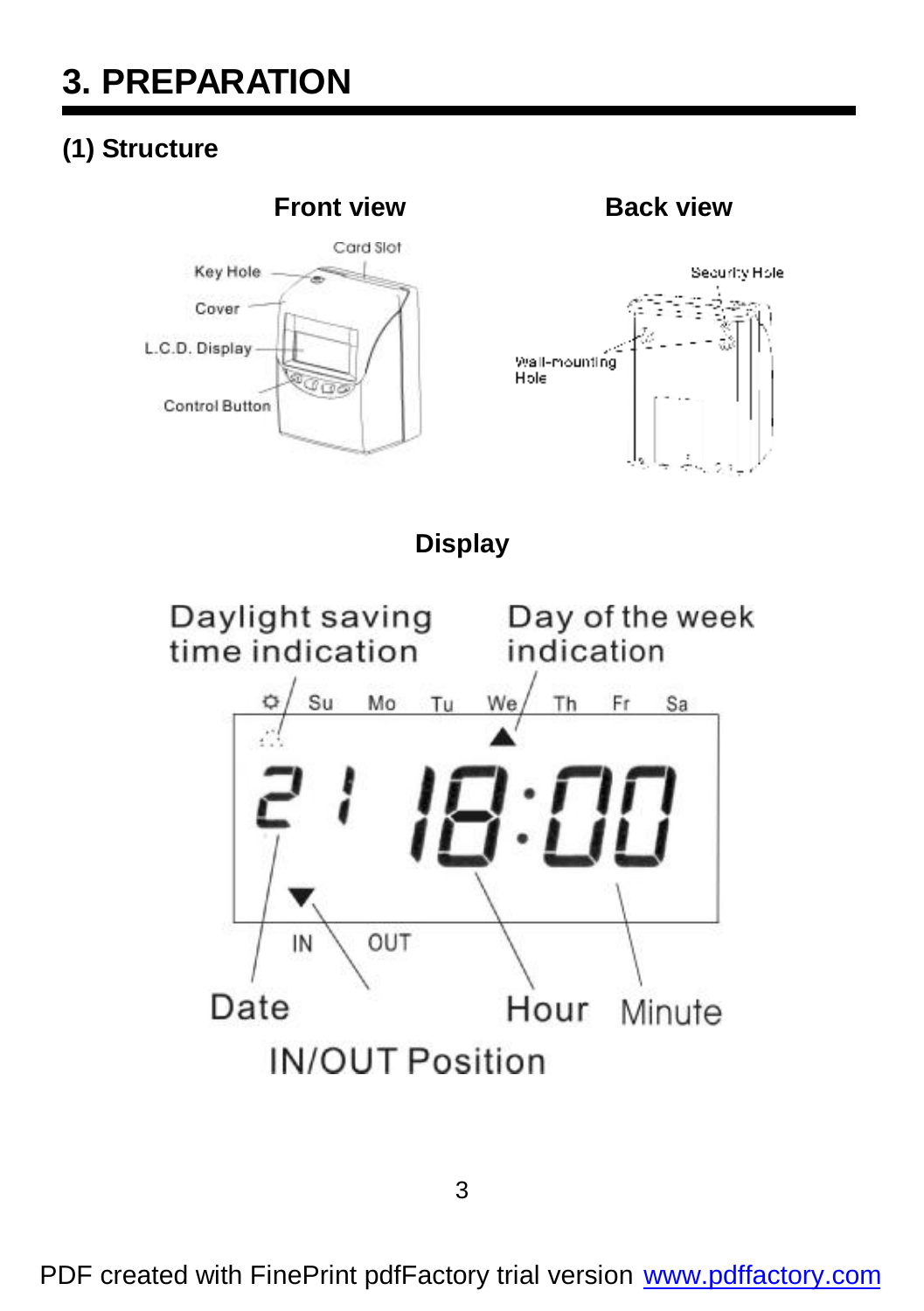# 3. PREPARATION

## (1) Structure

**Front view**

Card Slot
Key Hole
Cover
L.C.D. Display
Control Button

**Back view**

Security Hole
Wall-mounting Hole

**Display**

Daylight saving time indication
Day of the week indication
Su Mo Tu We Th Fr Sa
21 18:00
IN OUT
Date
Hour
Minute
IN/OUT Position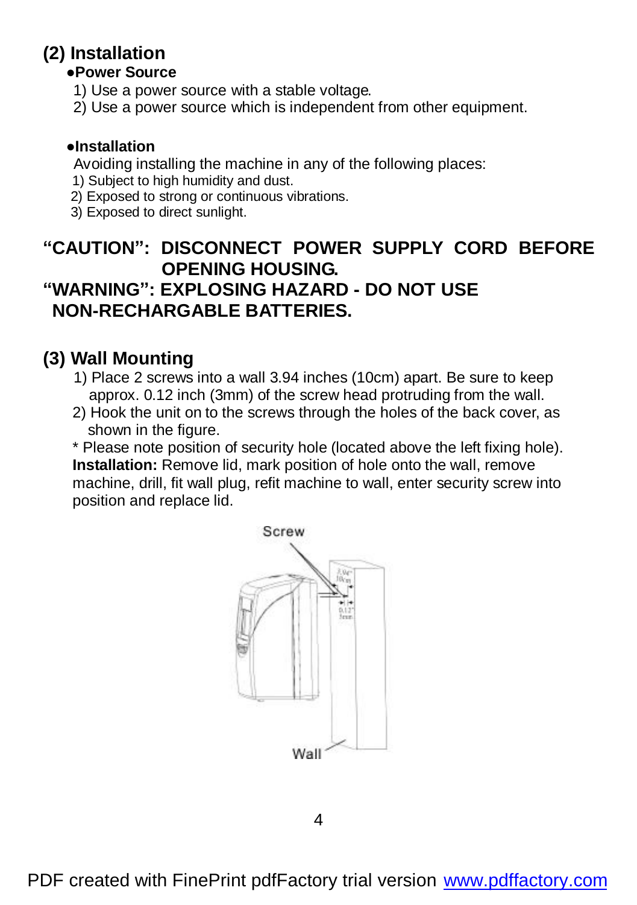## (2) Installation

**●Power Source**

1) Use a power source with a stable voltage.
2) Use a power source which is independent from other equipment.

**●Installation**

Avoiding installing the machine in any of the following places:

1) Subject to high humidity and dust.
2) Exposed to strong or continuous vibrations.
3) Exposed to direct sunlight.

**"CAUTION": DISCONNECT POWER SUPPLY CORD BEFORE OPENING HOUSING.**

**"WARNING": EXPLOSING HAZARD - DO NOT USE NON-RECHARGABLE BATTERIES.**

## (3) Wall Mounting

1) Place 2 screws into a wall 3.94 inches (10cm) apart. Be sure to keep approx. 0.12 inch (3mm) of the screw head protruding from the wall.
2) Hook the unit on to the screws through the holes of the back cover, as shown in the figure.

\* Please note position of security hole (located above the left fixing hole).
**Installation:** Remove lid, mark position of hole onto the wall, remove machine, drill, fit wall plug, refit machine to wall, enter security screw into position and replace lid.

Screw

3.94"
10cm

0.12"
3mm

Wall

PDF created with FinePrint pdfFactory trial version www.pdffactory.com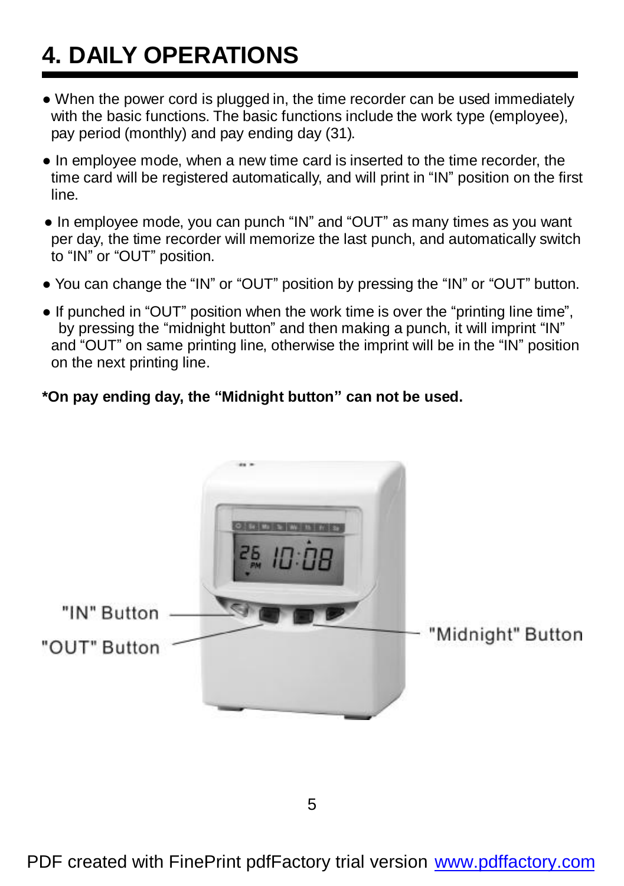# 4. DAILY OPERATIONS

- When the power cord is plugged in, the time recorder can be used immediately with the basic functions. The basic functions include the work type (employee), pay period (monthly) and pay ending day (31).
- In employee mode, when a new time card is inserted to the time recorder, the time card will be registered automatically, and will print in "IN" position on the first line.
- In employee mode, you can punch "IN" and "OUT" as many times as you want per day, the time recorder will memorize the last punch, and automatically switch to "IN" or "OUT" position.
- You can change the "IN" or "OUT" position by pressing the "IN" or "OUT" button.
- If punched in "OUT" position when the work time is over the "printing line time", by pressing the "midnight button" and then making a punch, it will imprint "IN" and "OUT" on same printing line, otherwise the imprint will be in the "IN" position on the next printing line.

**\*On pay ending day, the "Midnight button" can not be used.**

"IN" Button

"OUT" Button

"Midnight" Button

PDF created with FinePrint pdfFactory trial version www.pdffactory.com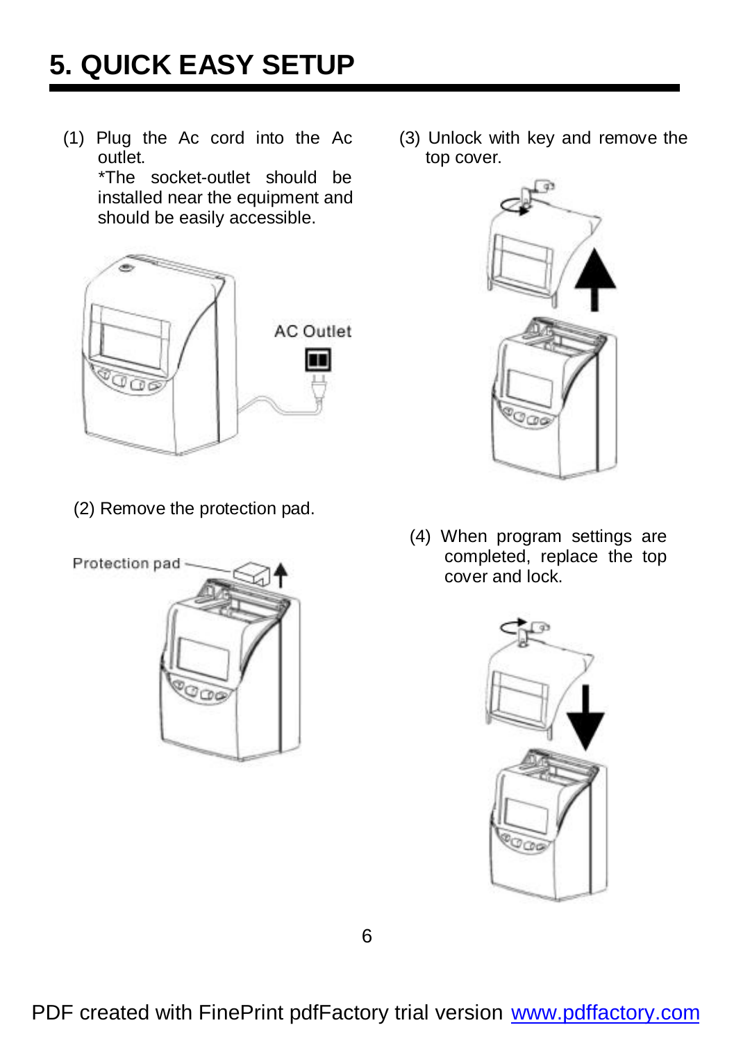# 5. QUICK EASY SETUP

(1) Plug the Ac cord into the Ac outlet.
*The socket-outlet should be installed near the equipment and should be easily accessible.

AC Outlet

(2) Remove the protection pad.

Protection pad

(3) Unlock with key and remove the top cover.

(4) When program settings are completed, replace the top cover and lock.

PDF created with FinePrint pdfFactory trial version www.pdffactory.com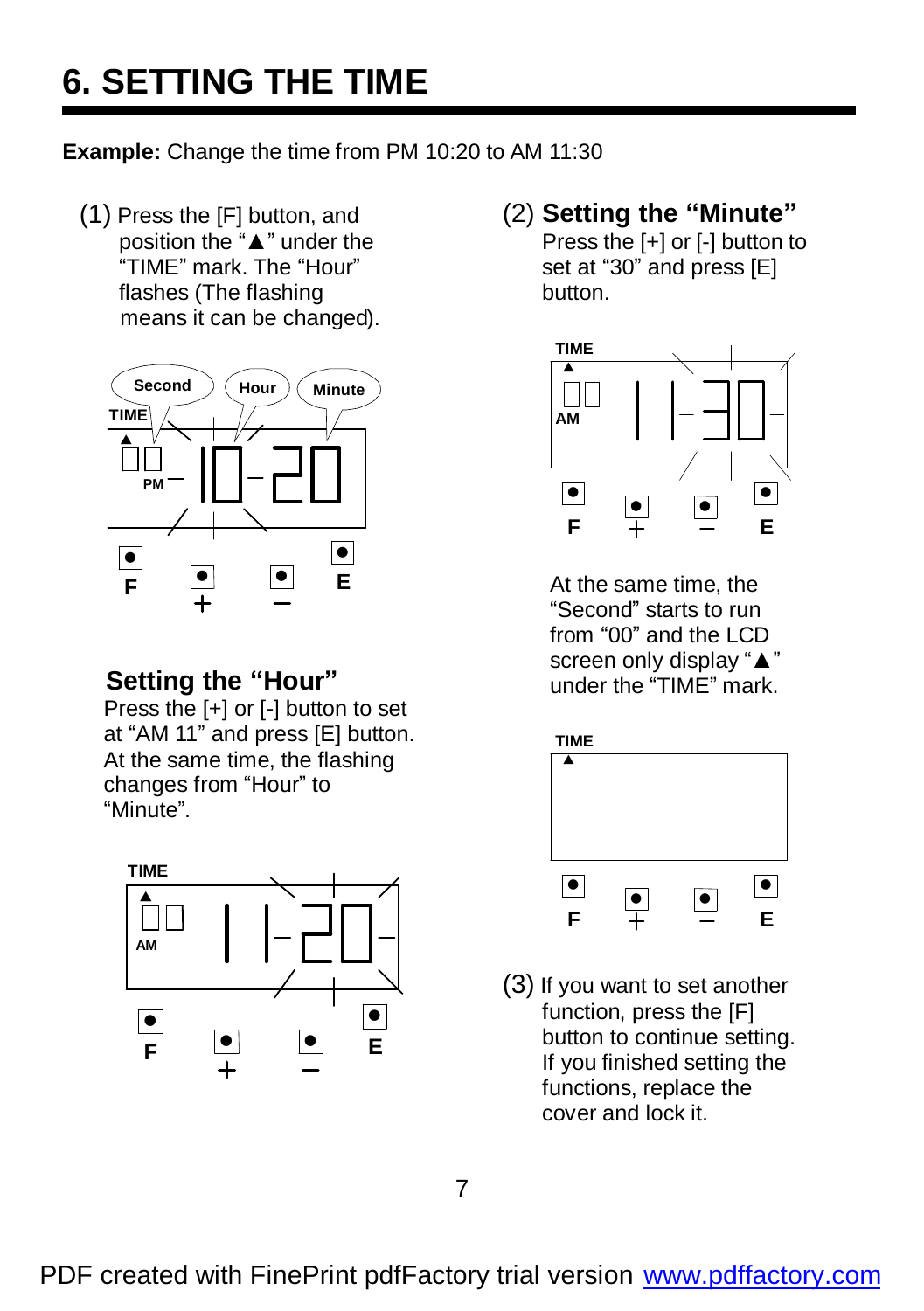# 6. SETTING THE TIME

**Example:** Change the time from PM 10:20 to AM 11:30

(1) Press the [F] button, and position the "▲" under the "TIME" mark. The "Hour" flashes (The flashing means it can be changed).

Second
Hour
Minute
TIME
PM
10-20
F
+
−
E

**Setting the "Hour"**
Press the [+] or [-] button to set at "AM 11" and press [E] button. At the same time, the flashing changes from "Hour" to "Minute".

TIME
AM
11-20
F
+
−
E

(2) **Setting the "Minute"**
Press the [+] or [-] button to set at "30" and press [E] button.

TIME
AM
11-30
F
+
−
E

At the same time, the "Second" starts to run from "00" and the LCD screen only display "▲" under the "TIME" mark.

TIME
F
+
−
E

(3) If you want to set another function, press the [F] button to continue setting. If you finished setting the functions, replace the cover and lock it.

PDF created with FinePrint pdfFactory trial version www.pdffactory.com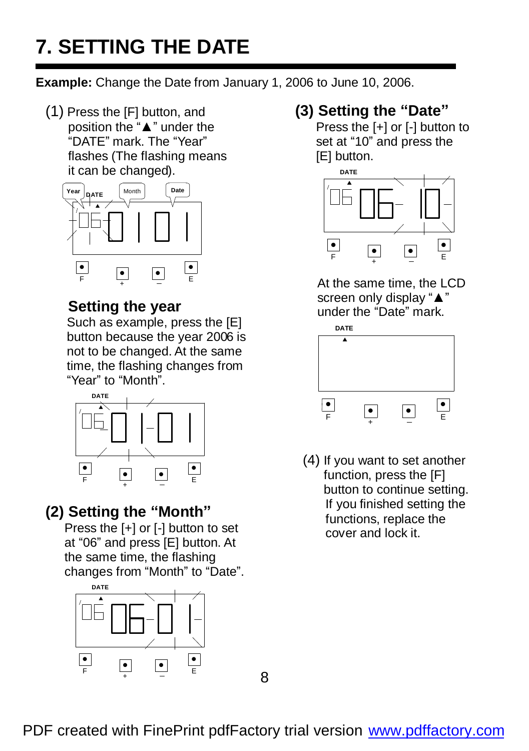# 7. SETTING THE DATE

**Example:** Change the Date from January 1, 2006 to June 10, 2006.

(1) Press the [F] button, and position the "▲" under the "DATE" mark. The "Year" flashes (The flashing means it can be changed).

Year DATE Month Date

F + – E

### Setting the year

Such as example, press the [E] button because the year 2006 is not to be changed. At the same time, the flashing changes from "Year" to "Month".

DATE

F + – E

### (2) Setting the "Month"

Press the [+] or [-] button to set at "06" and press [E] button. At the same time, the flashing changes from "Month" to "Date".

DATE

F + – E

### (3) Setting the "Date"

Press the [+] or [-] button to set at "10" and press the [E] button.

DATE

F + – E

At the same time, the LCD screen only display "▲" under the "Date" mark.

DATE

F + – E

(4) If you want to set another function, press the [F] button to continue setting. If you finished setting the functions, replace the cover and lock it.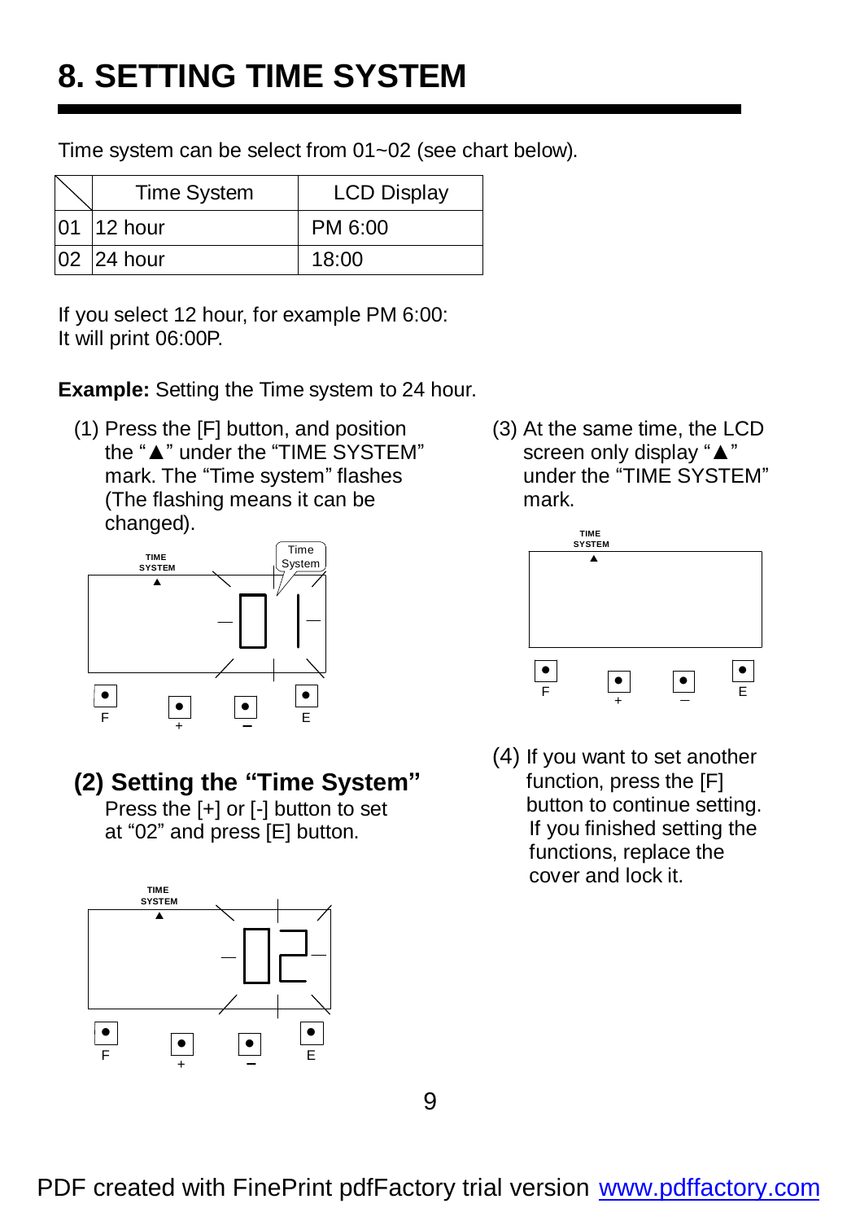# 8. SETTING TIME SYSTEM

Time system can be select from 01~02 (see chart below).

| | Time System | LCD Display |
|---|---|---|
| 01 | 12 hour | PM 6:00 |
| 02 | 24 hour | 18:00 |

If you select 12 hour, for example PM 6:00:
It will print 06:00P.

**Example:** Setting the Time system to 24 hour.

(1) Press the [F] button, and position the "▲" under the "TIME SYSTEM" mark. The "Time system" flashes (The flashing means it can be changed).

TIME SYSTEM

Time System

F + – E

**(2) Setting the "Time System"**
Press the [+] or [-] button to set at "02" and press [E] button.

TIME SYSTEM

F + – E

(3) At the same time, the LCD screen only display "▲" under the "TIME SYSTEM" mark.

TIME SYSTEM

F + – E

(4) If you want to set another function, press the [F] button to continue setting. If you finished setting the functions, replace the cover and lock it.

PDF created with FinePrint pdfFactory trial version www.pdffactory.com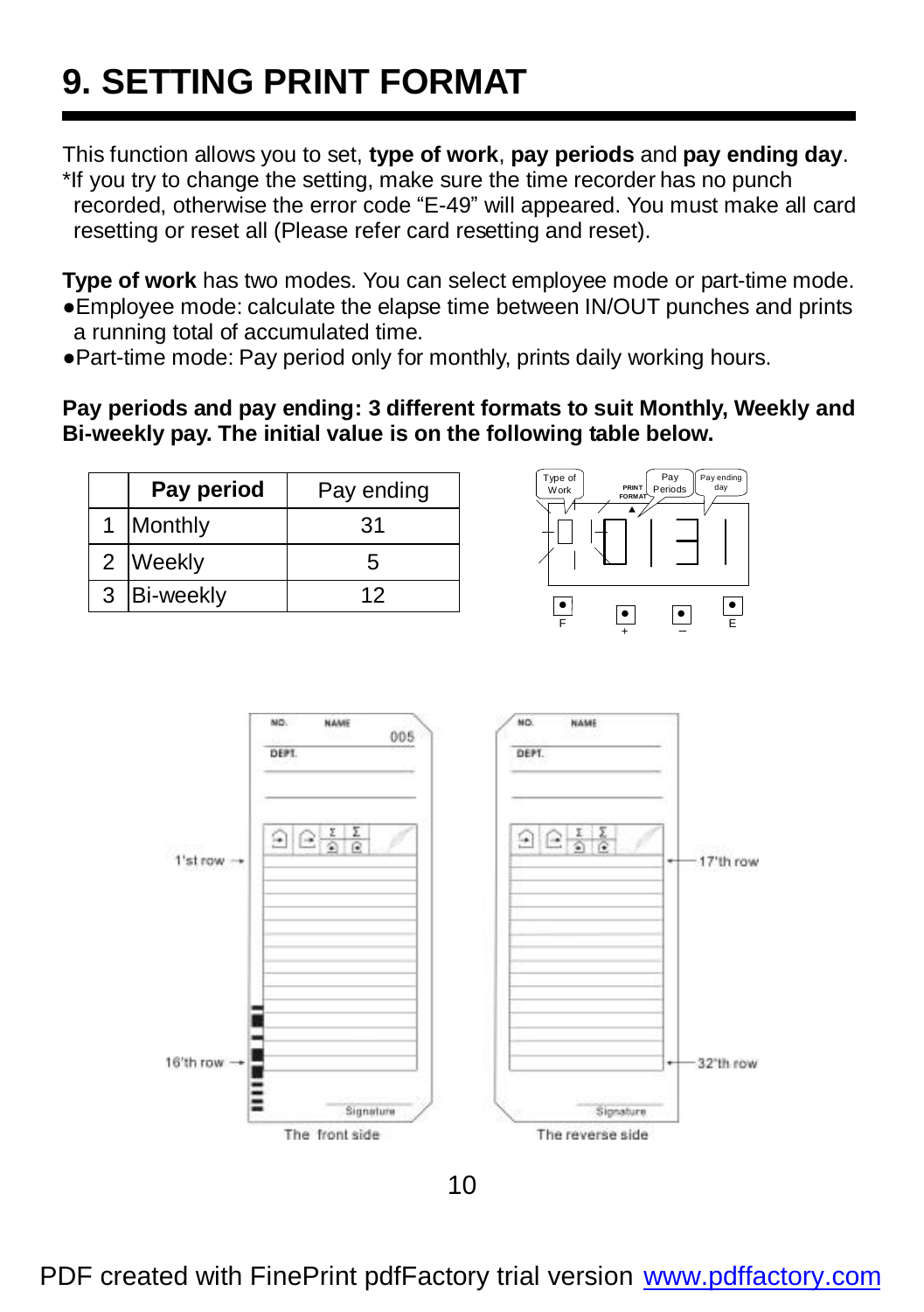# 9. SETTING PRINT FORMAT

This function allows you to set, **type of work**, **pay periods** and **pay ending day**.
*If you try to change the setting, make sure the time recorder has no punch recorded, otherwise the error code “E-49” will appeared. You must make all card resetting or reset all (Please refer card resetting and reset).

**Type of work** has two modes. You can select employee mode or part-time mode.

- ●Employee mode: calculate the elapse time between IN/OUT punches and prints a running total of accumulated time.
- ●Part-time mode: Pay period only for monthly, prints daily working hours.

**Pay periods and pay ending: 3 different formats to suit Monthly, Weekly and Bi-weekly pay. The initial value is on the following table below.**

| | **Pay period** | Pay ending |
|---|---|---|
| 1 | Monthly | 31 |
| 2 | Weekly | 5 |
| 3 | Bi-weekly | 12 |

Type of Work | PRINT FORMAT | Pay Periods | Pay ending day

F | + | – | E

1'st row | 16'th row | 17'th row | 32'th row

NO. NAME 005 DEPT. Signature

The front side

The reverse side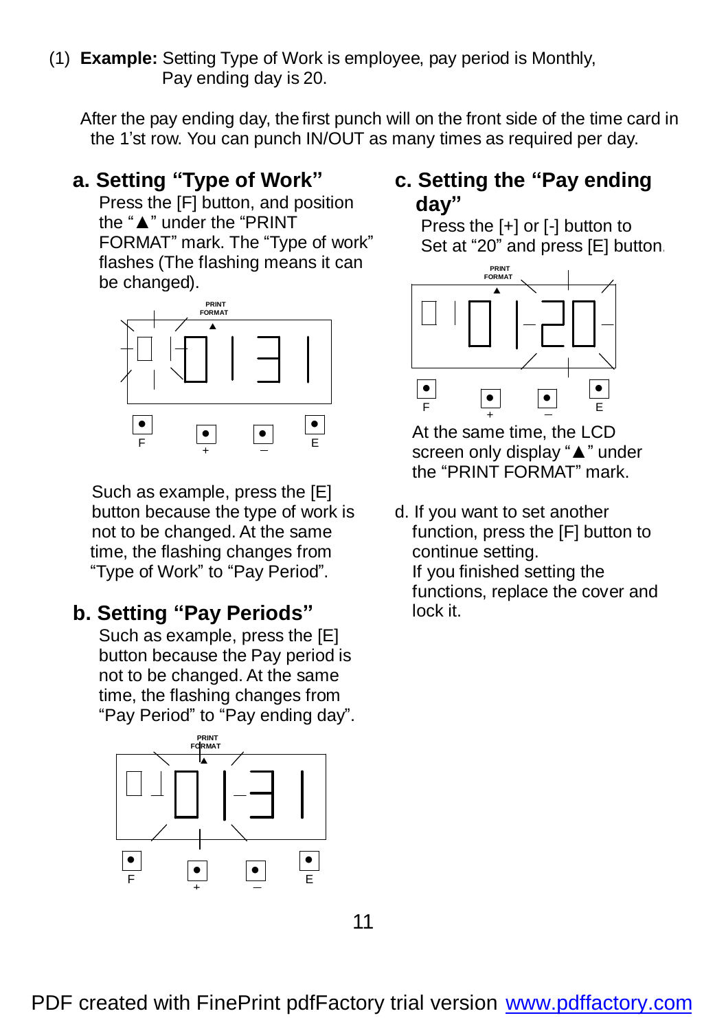(1) **Example:** Setting Type of Work is employee, pay period is Monthly, Pay ending day is 20.

After the pay ending day, the first punch will on the front side of the time card in the 1'st row. You can punch IN/OUT as many times as required per day.

## a. Setting "Type of Work"

Press the [F] button, and position the "▲" under the "PRINT FORMAT" mark. The "Type of work" flashes (The flashing means it can be changed).

PRINT FORMAT

F + – E

Such as example, press the [E] button because the type of work is not to be changed. At the same time, the flashing changes from "Type of Work" to "Pay Period".

## b. Setting "Pay Periods"

Such as example, press the [E] button because the Pay period is not to be changed. At the same time, the flashing changes from "Pay Period" to "Pay ending day".

PRINT FORMAT

F + – E

## c. Setting the "Pay ending day"

Press the [+] or [-] button to Set at "20" and press [E] button.

PRINT FORMAT

F + – E

At the same time, the LCD screen only display "▲" under the "PRINT FORMAT" mark.

d. If you want to set another function, press the [F] button to continue setting.
If you finished setting the functions, replace the cover and lock it.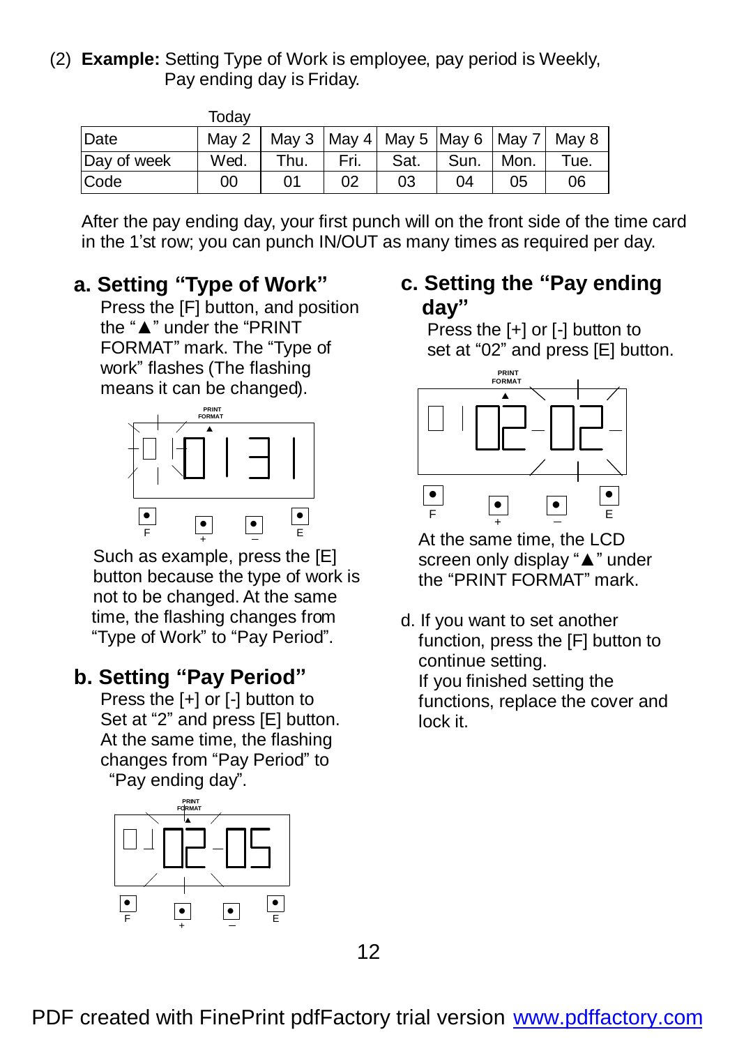(2) **Example:** Setting Type of Work is employee, pay period is Weekly, Pay ending day is Friday.

| | Today | | | | | | |
|---|---|---|---|---|---|---|---|
| Date | May 2 | May 3 | May 4 | May 5 | May 6 | May 7 | May 8 |
| Day of week | Wed. | Thu. | Fri. | Sat. | Sun. | Mon. | Tue. |
| Code | 00 | 01 | 02 | 03 | 04 | 05 | 06 |

After the pay ending day, your first punch will on the front side of the time card in the 1'st row; you can punch IN/OUT as many times as required per day.

## a. Setting "Type of Work"

Press the [F] button, and position the "▲" under the "PRINT FORMAT" mark. The "Type of work" flashes (The flashing means it can be changed).

PRINT FORMAT

F + – E

Such as example, press the [E] button because the type of work is not to be changed. At the same time, the flashing changes from "Type of Work" to "Pay Period".

## b. Setting "Pay Period"

Press the [+] or [-] button to Set at "2" and press [E] button. At the same time, the flashing changes from "Pay Period" to "Pay ending day".

PRINT FORMAT

F + – E

## c. Setting the "Pay ending day"

Press the [+] or [-] button to set at "02" and press [E] button.

PRINT FORMAT

F + – E

At the same time, the LCD screen only display "▲" under the "PRINT FORMAT" mark.

d. If you want to set another function, press the [F] button to continue setting.
If you finished setting the functions, replace the cover and lock it.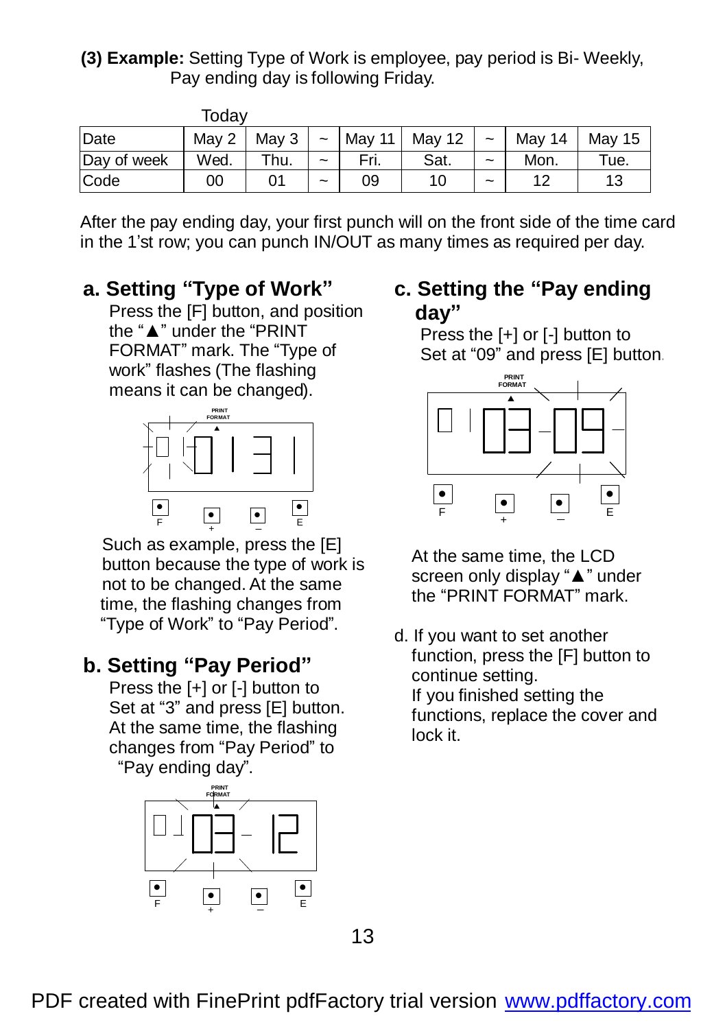**(3) Example:** Setting Type of Work is employee, pay period is Bi- Weekly, Pay ending day is following Friday.

| | Today | | | | | | | |
|---|---|---|---|---|---|---|---|---|
| Date | May 2 | May 3 | ~ | May 11 | May 12 | ~ | May 14 | May 15 |
| Day of week | Wed. | Thu. | ~ | Fri. | Sat. | ~ | Mon. | Tue. |
| Code | 00 | 01 | ~ | 09 | 10 | ~ | 12 | 13 |

After the pay ending day, your first punch will on the front side of the time card in the 1'st row; you can punch IN/OUT as many times as required per day.

## a. Setting "Type of Work"

Press the [F] button, and position the "▲" under the "PRINT FORMAT" mark. The "Type of work" flashes (The flashing means it can be changed).

PRINT FORMAT

0 1 3 1

F + – E

Such as example, press the [E] button because the type of work is not to be changed. At the same time, the flashing changes from "Type of Work" to "Pay Period".

## b. Setting "Pay Period"

Press the [+] or [-] button to Set at "3" and press [E] button. At the same time, the flashing changes from "Pay Period" to "Pay ending day".

PRINT FORMAT

03 - 12

F + – E

## c. Setting the "Pay ending day"

Press the [+] or [-] button to Set at "09" and press [E] button.

PRINT FORMAT

03 - 09

F + – E

At the same time, the LCD screen only display "▲" under the "PRINT FORMAT" mark.

d. If you want to set another function, press the [F] button to continue setting.
If you finished setting the functions, replace the cover and lock it.

PDF created with FinePrint pdfFactory trial version www.pdffactory.com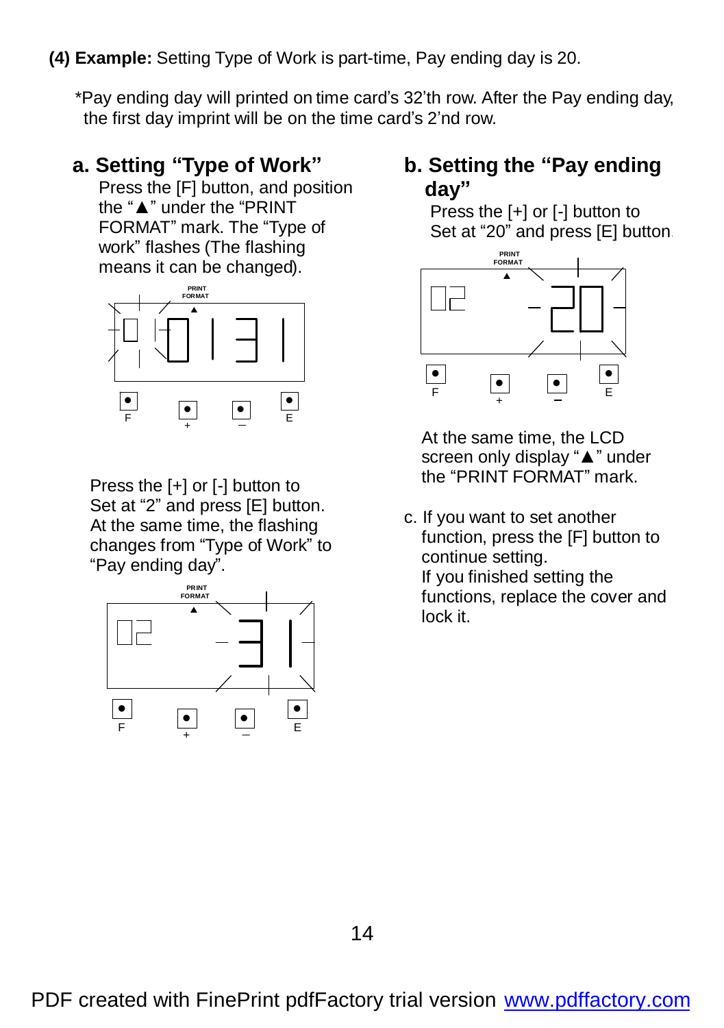**(4) Example:** Setting Type of Work is part-time, Pay ending day is 20.

*Pay ending day will printed on time card's 32'th row. After the Pay ending day, the first day imprint will be on the time card's 2'nd row.

### a. Setting "Type of Work"

Press the [F] button, and position the "▲" under the "PRINT FORMAT" mark. The "Type of work" flashes (The flashing means it can be changed).

PRINT FORMAT

F + – E

Press the [+] or [-] button to Set at "2" and press [E] button. At the same time, the flashing changes from "Type of Work" to "Pay ending day".

PRINT FORMAT

F + – E

### b. Setting the "Pay ending day"

Press the [+] or [-] button to Set at "20" and press [E] button.

PRINT FORMAT

F + – E

At the same time, the LCD screen only display "▲" under the "PRINT FORMAT" mark.

c. If you want to set another function, press the [F] button to continue setting. If you finished setting the functions, replace the cover and lock it.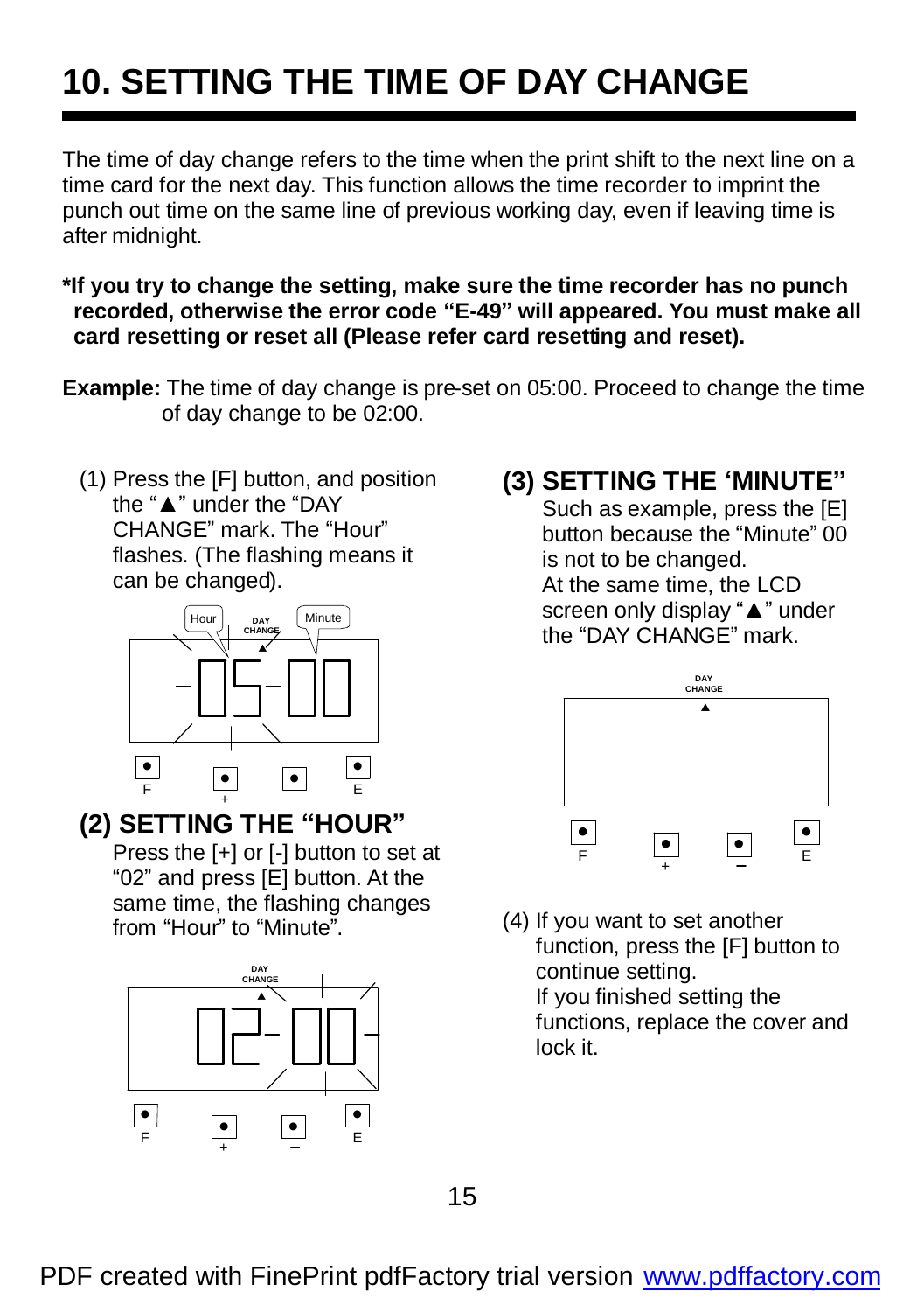# 10. SETTING THE TIME OF DAY CHANGE

The time of day change refers to the time when the print shift to the next line on a time card for the next day. This function allows the time recorder to imprint the punch out time on the same line of previous working day, even if leaving time is after midnight.

**\*If you try to change the setting, make sure the time recorder has no punch recorded, otherwise the error code "E-49" will appeared. You must make all card resetting or reset all (Please refer card resetting and reset).**

**Example:** The time of day change is pre-set on 05:00. Proceed to change the time of day change to be 02:00.

(1) Press the [F] button, and position the "▲" under the "DAY CHANGE" mark. The "Hour" flashes. (The flashing means it can be changed).

Hour
DAY CHANGE
Minute
05-00
F + – E

## (2) SETTING THE "HOUR"

Press the [+] or [-] button to set at "02" and press [E] button. At the same time, the flashing changes from "Hour" to "Minute".

DAY CHANGE
02-00
F + – E

## (3) SETTING THE 'MINUTE"

Such as example, press the [E] button because the "Minute" 00 is not to be changed.
At the same time, the LCD screen only display "▲" under the "DAY CHANGE" mark.

DAY CHANGE
F + – E

(4) If you want to set another function, press the [F] button to continue setting.
If you finished setting the functions, replace the cover and lock it.

PDF created with FinePrint pdfFactory trial version www.pdffactory.com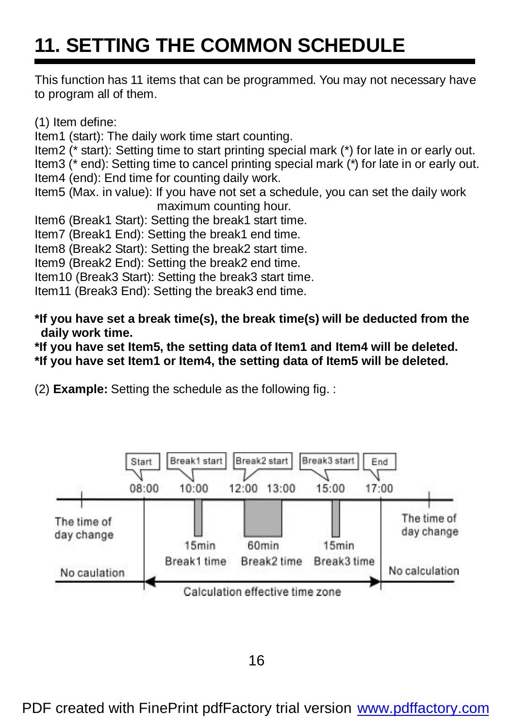# 11. SETTING THE COMMON SCHEDULE

This function has 11 items that can be programmed. You may not necessary have to program all of them.

(1) Item define:

Item1 (start): The daily work time start counting.
Item2 (* start): Setting time to start printing special mark (*) for late in or early out.
Item3 (* end): Setting time to cancel printing special mark (*) for late in or early out.
Item4 (end): End time for counting daily work.
Item5 (Max. in value): If you have not set a schedule, you can set the daily work maximum counting hour.
Item6 (Break1 Start): Setting the break1 start time.
Item7 (Break1 End): Setting the break1 end time.
Item8 (Break2 Start): Setting the break2 start time.
Item9 (Break2 End): Setting the break2 end time.
Item10 (Break3 Start): Setting the break3 start time.
Item11 (Break3 End): Setting the break3 end time.

**\*If you have set a break time(s), the break time(s) will be deducted from the daily work time.**
**\*If you have set Item5, the setting data of Item1 and Item4 will be deleted.**
**\*If you have set Item1 or Item4, the setting data of Item5 will be deleted.**

(2) **Example:** Setting the schedule as the following fig. :

Start
Break1 start
Break2 start
Break3 start
End
08:00
10:00
12:00 13:00
15:00
17:00
The time of day change
15min
Break1 time
60min
Break2 time
15min
Break3 time
The time of day change
No caulation
No calculation
Calculation effective time zone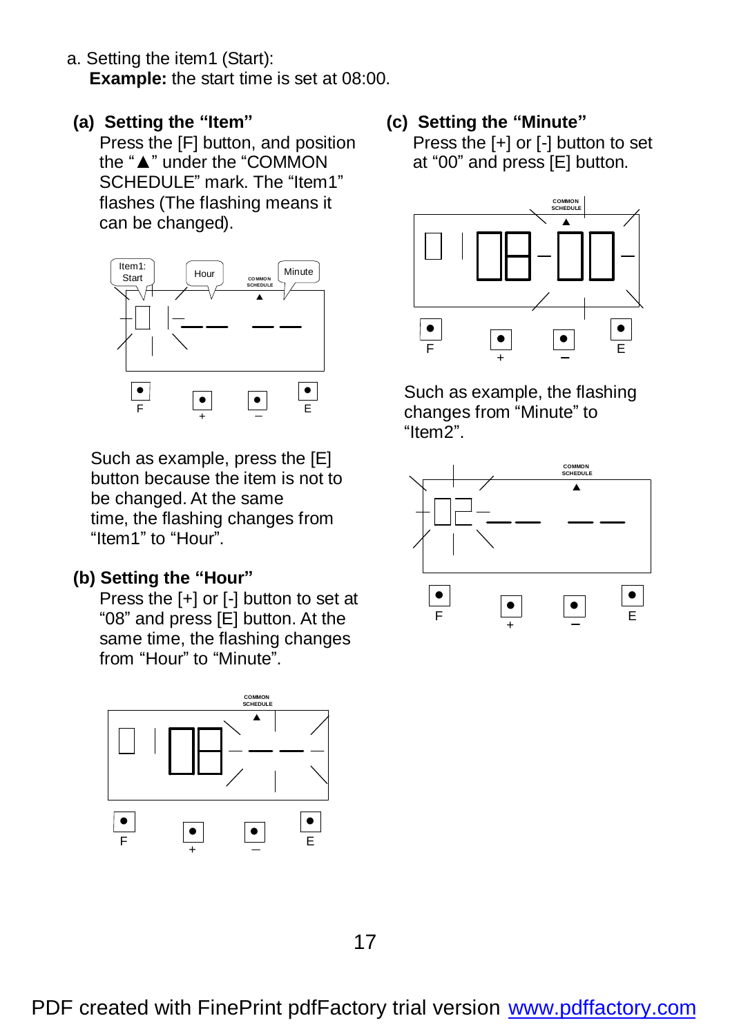a. Setting the item1 (Start):

**Example:** the start time is set at 08:00.

**(a) Setting the "Item"**

Press the [F] button, and position the "▲" under the "COMMON SCHEDULE" mark. The "Item1" flashes (The flashing means it can be changed).

Such as example, press the [E] button because the item is not to be changed. At the same time, the flashing changes from "Item1" to "Hour".

**(b) Setting the "Hour"**

Press the [+] or [-] button to set at "08" and press [E] button. At the same time, the flashing changes from "Hour" to "Minute".

**(c) Setting the "Minute"**

Press the [+] or [-] button to set at "00" and press [E] button.

Such as example, the flashing changes from "Minute" to "Item2".

PDF created with FinePrint pdfFactory trial version www.pdffactory.com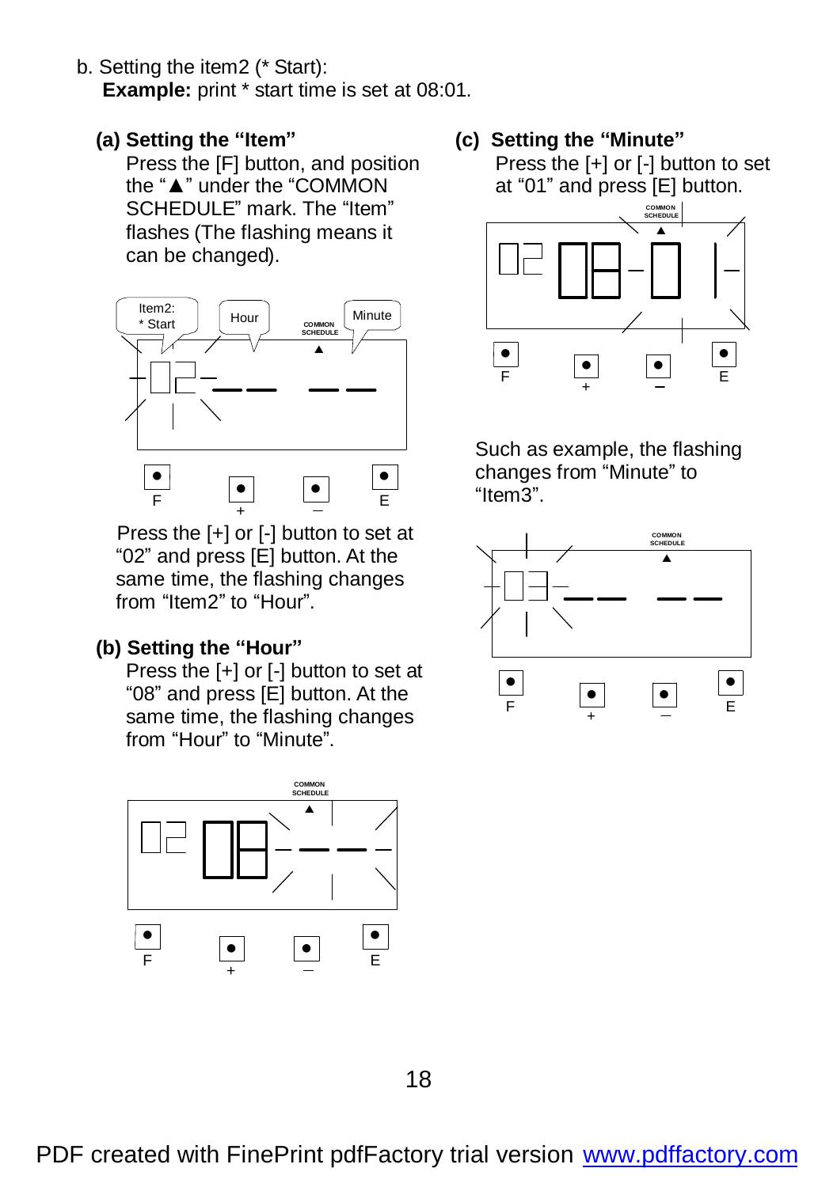b. Setting the item2 (* Start):

**Example:** print * start time is set at 08:01.

**(a) Setting the "Item"**

Press the [F] button, and position the "▲" under the "COMMON SCHEDULE" mark. The "Item" flashes (The flashing means it can be changed).

Item2:
* Start
Hour
Minute
COMMON SCHEDULE
F + – E

Press the [+] or [-] button to set at "02" and press [E] button. At the same time, the flashing changes from "Item2" to "Hour".

**(b) Setting the "Hour"**

Press the [+] or [-] button to set at "08" and press [E] button. At the same time, the flashing changes from "Hour" to "Minute".

COMMON SCHEDULE
F + – E

**(c) Setting the "Minute"**

Press the [+] or [-] button to set at "01" and press [E] button.

COMMON SCHEDULE
F + – E

Such as example, the flashing changes from "Minute" to "Item3".

COMMON SCHEDULE
F + – E

PDF created with FinePrint pdfFactory trial version www.pdffactory.com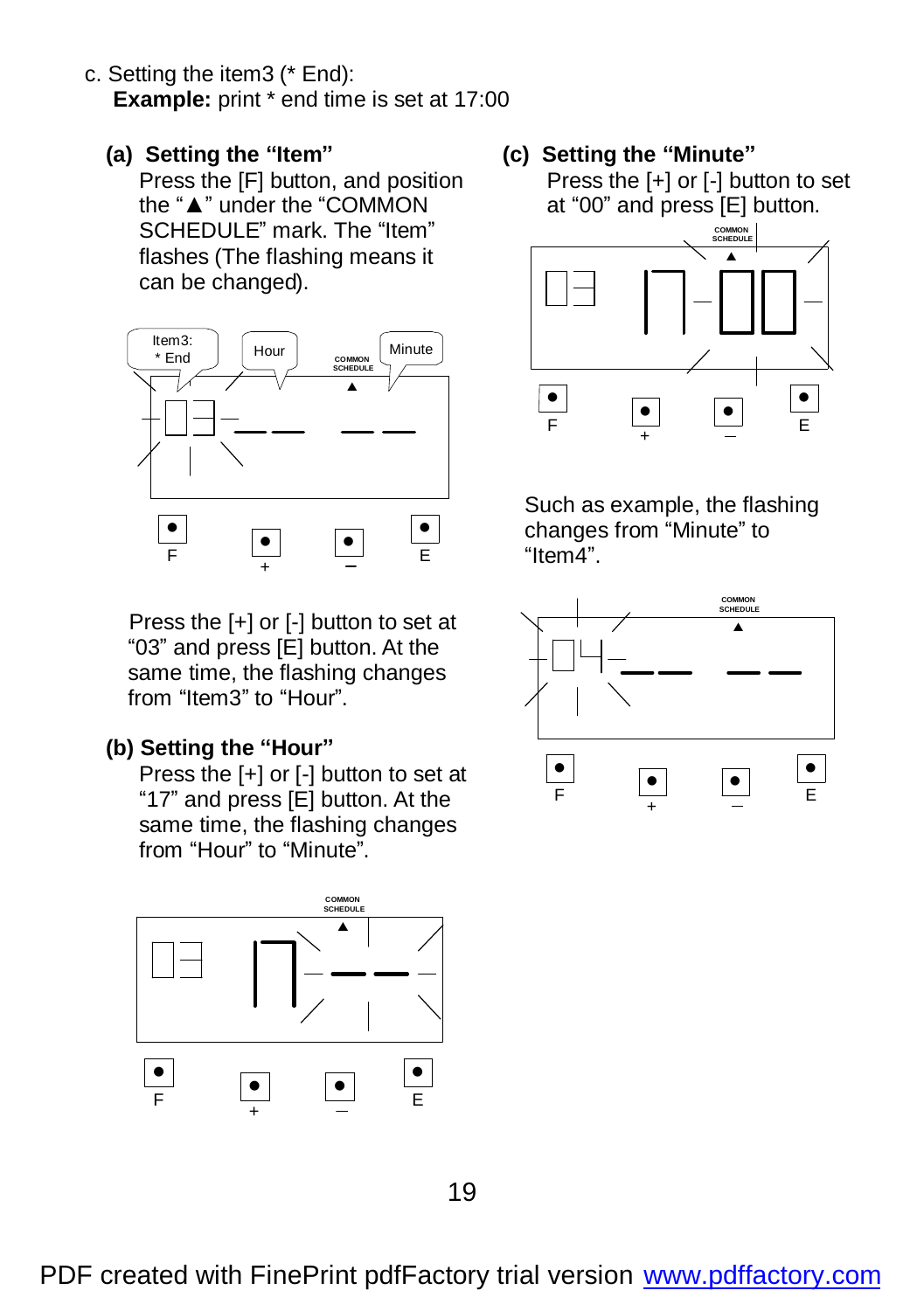c. Setting the item3 (* End):

**Example:** print * end time is set at 17:00

**(a) Setting the "Item"**

Press the [F] button, and position the "▲" under the "COMMON SCHEDULE" mark. The "Item" flashes (The flashing means it can be changed).

Press the [+] or [-] button to set at "03" and press [E] button. At the same time, the flashing changes from "Item3" to "Hour".

**(b) Setting the "Hour"**

Press the [+] or [-] button to set at "17" and press [E] button. At the same time, the flashing changes from "Hour" to "Minute".

**(c) Setting the "Minute"**

Press the [+] or [-] button to set at "00" and press [E] button.

Such as example, the flashing changes from "Minute" to "Item4".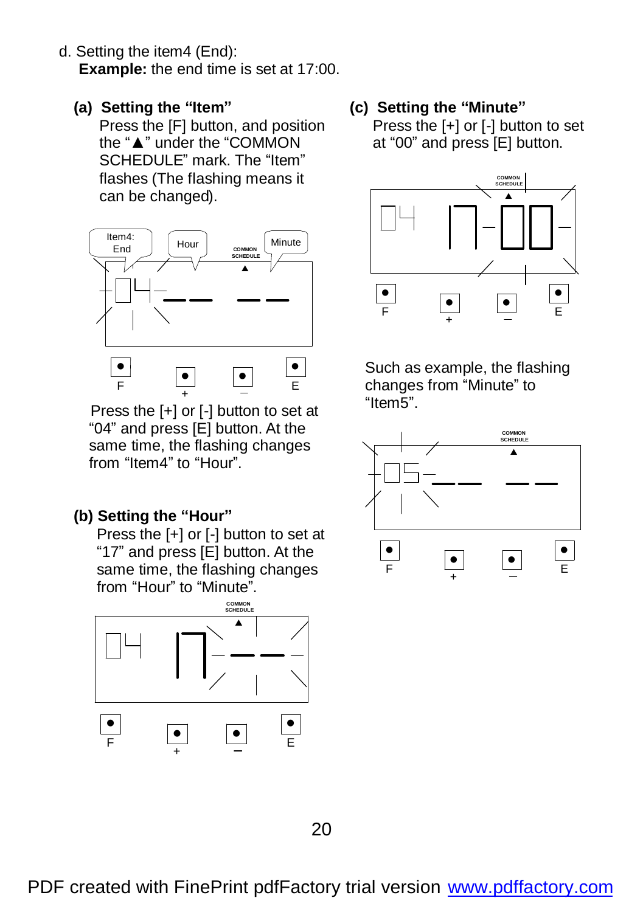d. Setting the item4 (End):

**Example:** the end time is set at 17:00.

**(a) Setting the "Item"**

Press the [F] button, and position the "▲" under the "COMMON SCHEDULE" mark. The "Item" flashes (The flashing means it can be changed).

Item4: End

Hour

COMMON SCHEDULE

Minute

F + – E

Press the [+] or [-] button to set at "04" and press [E] button. At the same time, the flashing changes from "Item4" to "Hour".

**(b) Setting the "Hour"**

Press the [+] or [-] button to set at "17" and press [E] button. At the same time, the flashing changes from "Hour" to "Minute".

COMMON SCHEDULE

F + – E

**(c) Setting the "Minute"**

Press the [+] or [-] button to set at "00" and press [E] button.

COMMON SCHEDULE

F + – E

Such as example, the flashing changes from "Minute" to "Item5".

COMMON SCHEDULE

F + – E

PDF created with FinePrint pdfFactory trial version www.pdffactory.com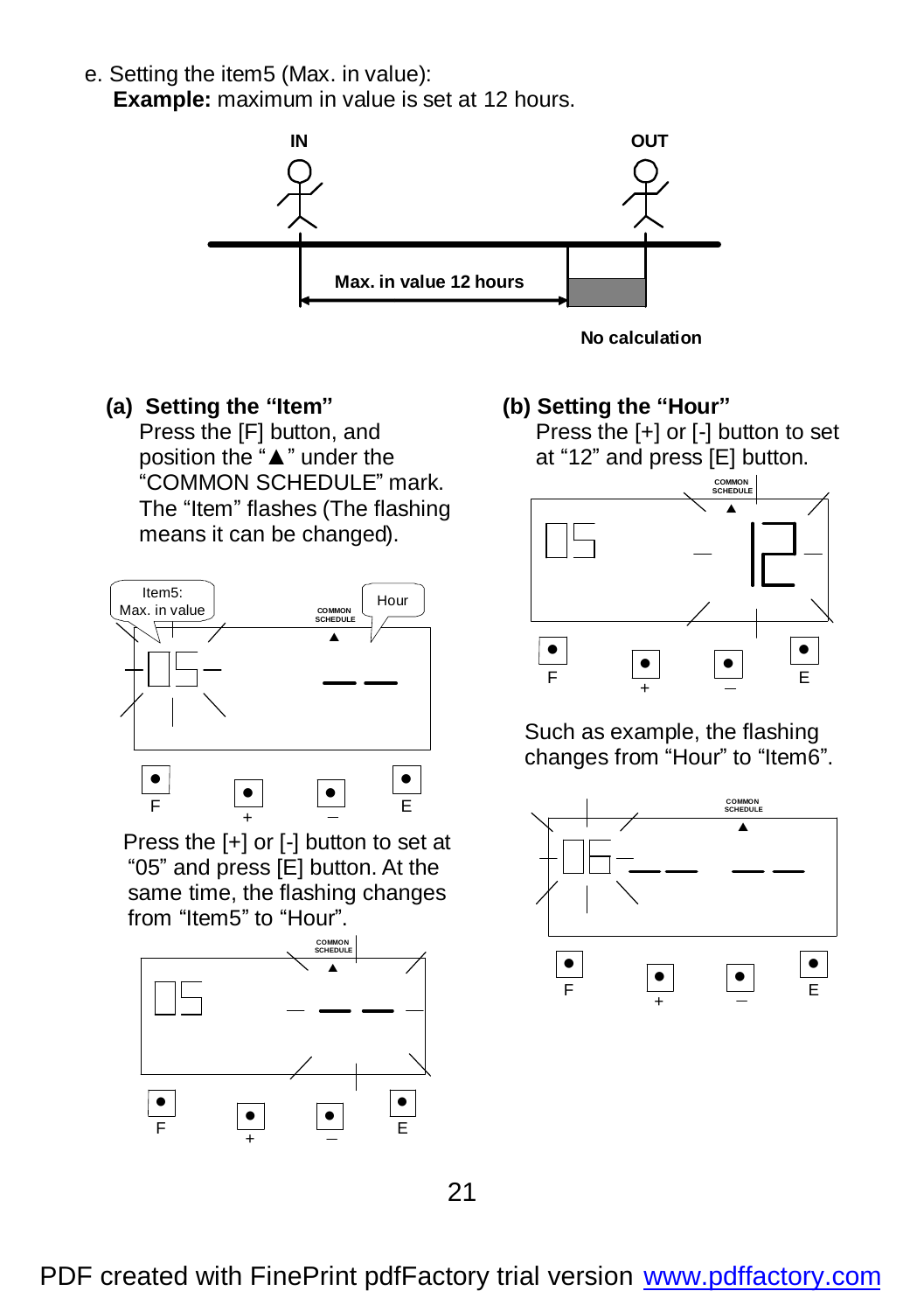e. Setting the item5 (Max. in value):
**Example:** maximum in value is set at 12 hours.

IN
OUT
Max. in value 12 hours
No calculation

**(a) Setting the "Item"**

Press the [F] button, and position the "▲" under the "COMMON SCHEDULE" mark. The "Item" flashes (The flashing means it can be changed).

Item5: Max. in value
Hour
COMMON SCHEDULE
F + – E

Press the [+] or [-] button to set at "05" and press [E] button. At the same time, the flashing changes from "Item5" to "Hour".

COMMON SCHEDULE
F + – E

**(b) Setting the "Hour"**

Press the [+] or [-] button to set at "12" and press [E] button.

COMMON SCHEDULE
F + – E

Such as example, the flashing changes from "Hour" to "Item6".

COMMON SCHEDULE
F + – E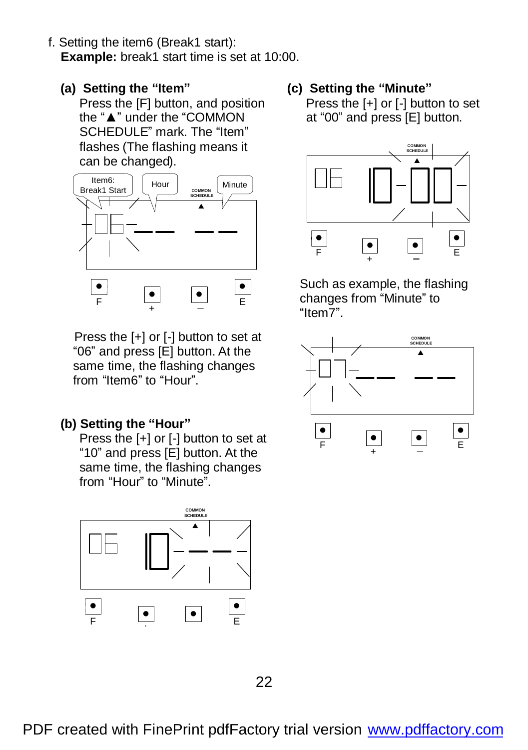f. Setting the item6 (Break1 start):

**Example:** break1 start time is set at 10:00.

**(a) Setting the "Item"**

Press the [F] button, and position the "▲" under the "COMMON SCHEDULE" mark. The "Item" flashes (The flashing means it can be changed).

Item6: Break1 Start

Hour

Minute

COMMON SCHEDULE

F + – E

Press the [+] or [-] button to set at "06" and press [E] button. At the same time, the flashing changes from "Item6" to "Hour".

**(b) Setting the "Hour"**

Press the [+] or [-] button to set at "10" and press [E] button. At the same time, the flashing changes from "Hour" to "Minute".

COMMON SCHEDULE

F E

**(c) Setting the "Minute"**

Press the [+] or [-] button to set at "00" and press [E] button.

COMMON SCHEDULE

F + – E

Such as example, the flashing changes from "Minute" to "Item7".

COMMON SCHEDULE

F + – E

PDF created with FinePrint pdfFactory trial version www.pdffactory.com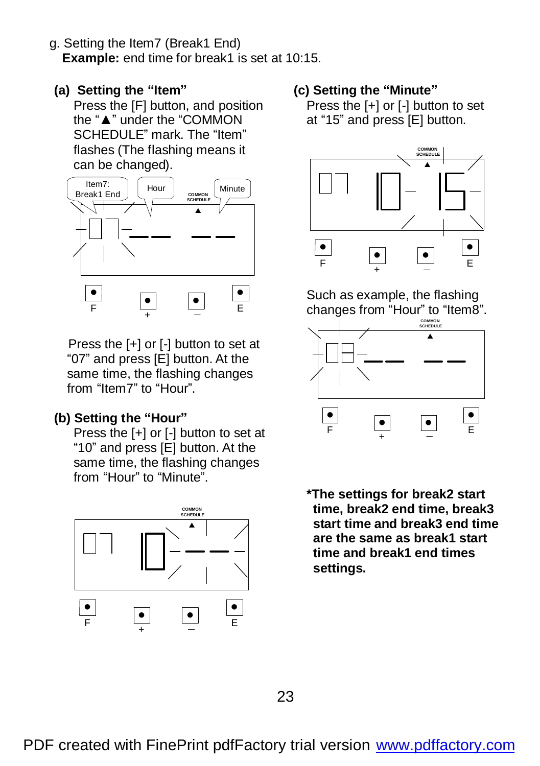g. Setting the Item7 (Break1 End)
**Example:** end time for break1 is set at 10:15.

**(a) Setting the “Item”**

Press the [F] button, and position the “▲” under the “COMMON SCHEDULE” mark. The “Item” flashes (The flashing means it can be changed).

Item7: Break1 End

Hour

Minute

COMMON SCHEDULE

F + – E

Press the [+] or [-] button to set at “07” and press [E] button. At the same time, the flashing changes from “Item7” to “Hour”.

**(b) Setting the “Hour”**

Press the [+] or [-] button to set at “10” and press [E] button. At the same time, the flashing changes from “Hour” to “Minute”.

COMMON SCHEDULE

F + – E

**(c) Setting the “Minute”**

Press the [+] or [-] button to set at “15” and press [E] button.

COMMON SCHEDULE

F + – E

Such as example, the flashing changes from “Hour” to “Item8”.

COMMON SCHEDULE

F + – E

**\*The settings for break2 start time, break2 end time, break3 start time and break3 end time are the same as break1 start time and break1 end times settings.**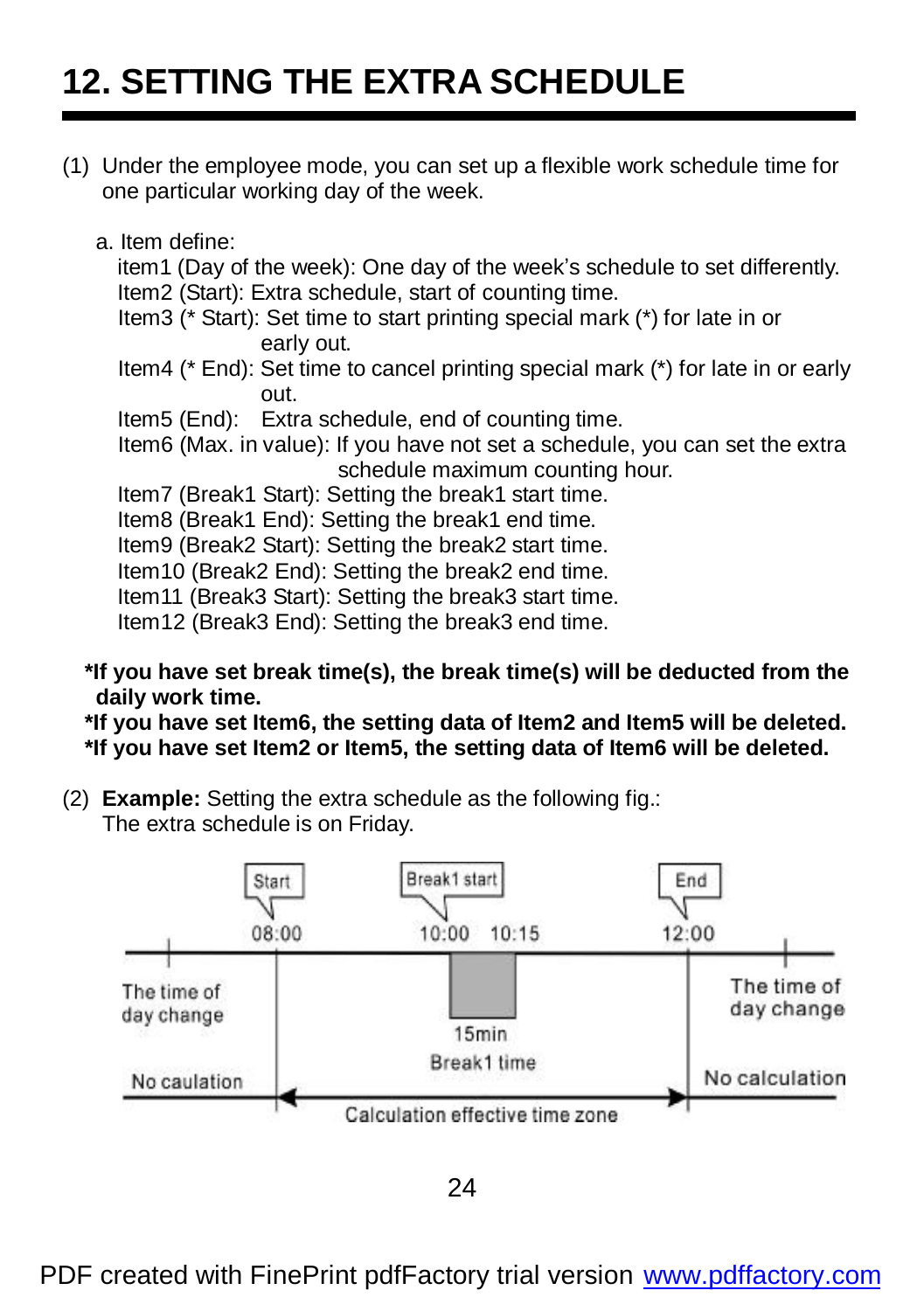# 12. SETTING THE EXTRA SCHEDULE

(1) Under the employee mode, you can set up a flexible work schedule time for one particular working day of the week.

a. Item define:

item1 (Day of the week): One day of the week's schedule to set differently.
Item2 (Start): Extra schedule, start of counting time.
Item3 (* Start): Set time to start printing special mark (*) for late in or early out.
Item4 (* End): Set time to cancel printing special mark (*) for late in or early out.
Item5 (End): Extra schedule, end of counting time.
Item6 (Max. in value): If you have not set a schedule, you can set the extra schedule maximum counting hour.
Item7 (Break1 Start): Setting the break1 start time.
Item8 (Break1 End): Setting the break1 end time.
Item9 (Break2 Start): Setting the break2 start time.
Item10 (Break2 End): Setting the break2 end time.
Item11 (Break3 Start): Setting the break3 start time.
Item12 (Break3 End): Setting the break3 end time.

**\*If you have set break time(s), the break time(s) will be deducted from the daily work time.**
**\*If you have set Item6, the setting data of Item2 and Item5 will be deleted.**
**\*If you have set Item2 or Item5, the setting data of Item6 will be deleted.**

(2) **Example:** Setting the extra schedule as the following fig.:
The extra schedule is on Friday.

Start
08:00
Break1 start
10:00 10:15
End
12:00
The time of day change
No caulation
15min
Break1 time
The time of day change
No calculation
Calculation effective time zone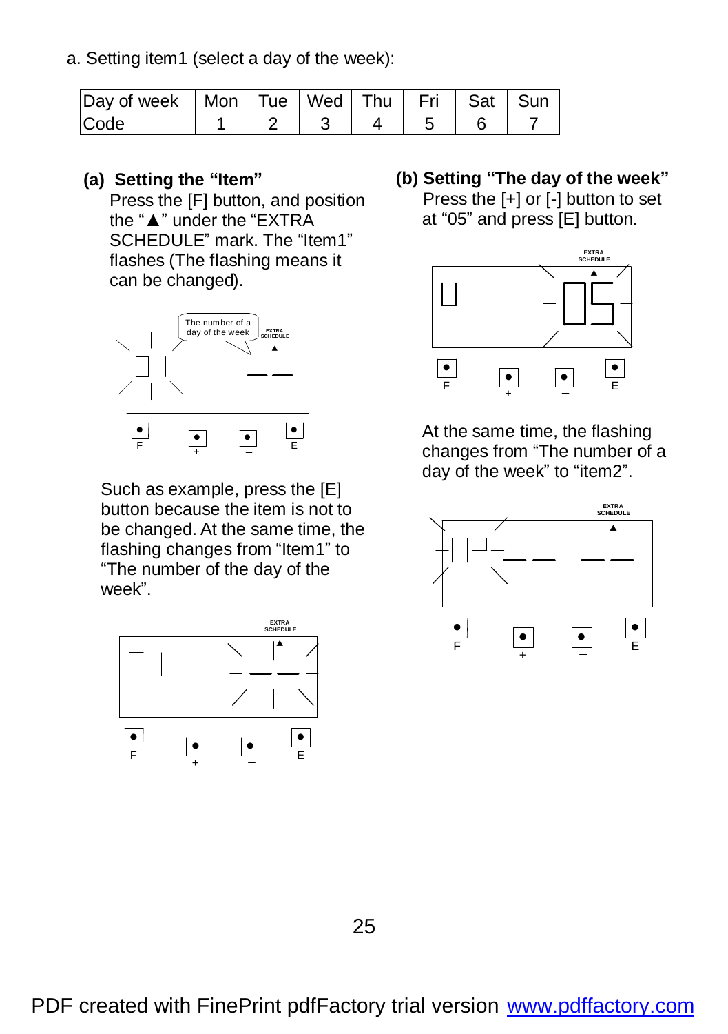a. Setting item1 (select a day of the week):

| Day of week | Mon | Tue | Wed | Thu | Fri | Sat | Sun |
|---|---|---|---|---|---|---|---|
| Code | 1 | 2 | 3 | 4 | 5 | 6 | 7 |

**(a) Setting the "Item"**

Press the [F] button, and position the "▲" under the "EXTRA SCHEDULE" mark. The "Item1" flashes (The flashing means it can be changed).

The number of a day of the week

EXTRA SCHEDULE

F + – E

Such as example, press the [E] button because the item is not to be changed. At the same time, the flashing changes from "Item1" to "The number of the day of the week".

EXTRA SCHEDULE

F + – E

**(b) Setting "The day of the week"**

Press the [+] or [-] button to set at "05" and press [E] button.

EXTRA SCHEDULE

F + – E

At the same time, the flashing changes from "The number of a day of the week" to "item2".

EXTRA SCHEDULE

F + – E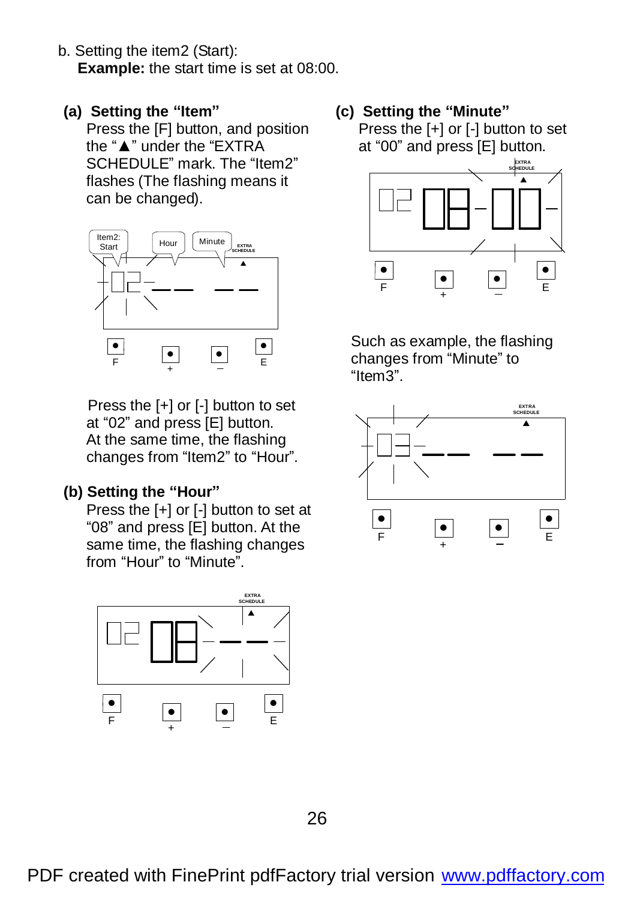b. Setting the item2 (Start):

**Example:** the start time is set at 08:00.

**(a) Setting the "Item"**

Press the [F] button, and position the "▲" under the "EXTRA SCHEDULE" mark. The "Item2" flashes (The flashing means it can be changed).

Item2: Start
Hour
Minute
EXTRA SCHEDULE
F
+
–
E

Press the [+] or [-] button to set at "02" and press [E] button. At the same time, the flashing changes from "Item2" to "Hour".

**(b) Setting the "Hour"**

Press the [+] or [-] button to set at "08" and press [E] button. At the same time, the flashing changes from "Hour" to "Minute".

EXTRA SCHEDULE
F
+
–
E

**(c) Setting the "Minute"**

Press the [+] or [-] button to set at "00" and press [E] button.

EXTRA SCHEDULE
F
+
–
E

Such as example, the flashing changes from "Minute" to "Item3".

EXTRA SCHEDULE
F
+
–
E

PDF created with FinePrint pdfFactory trial version www.pdffactory.com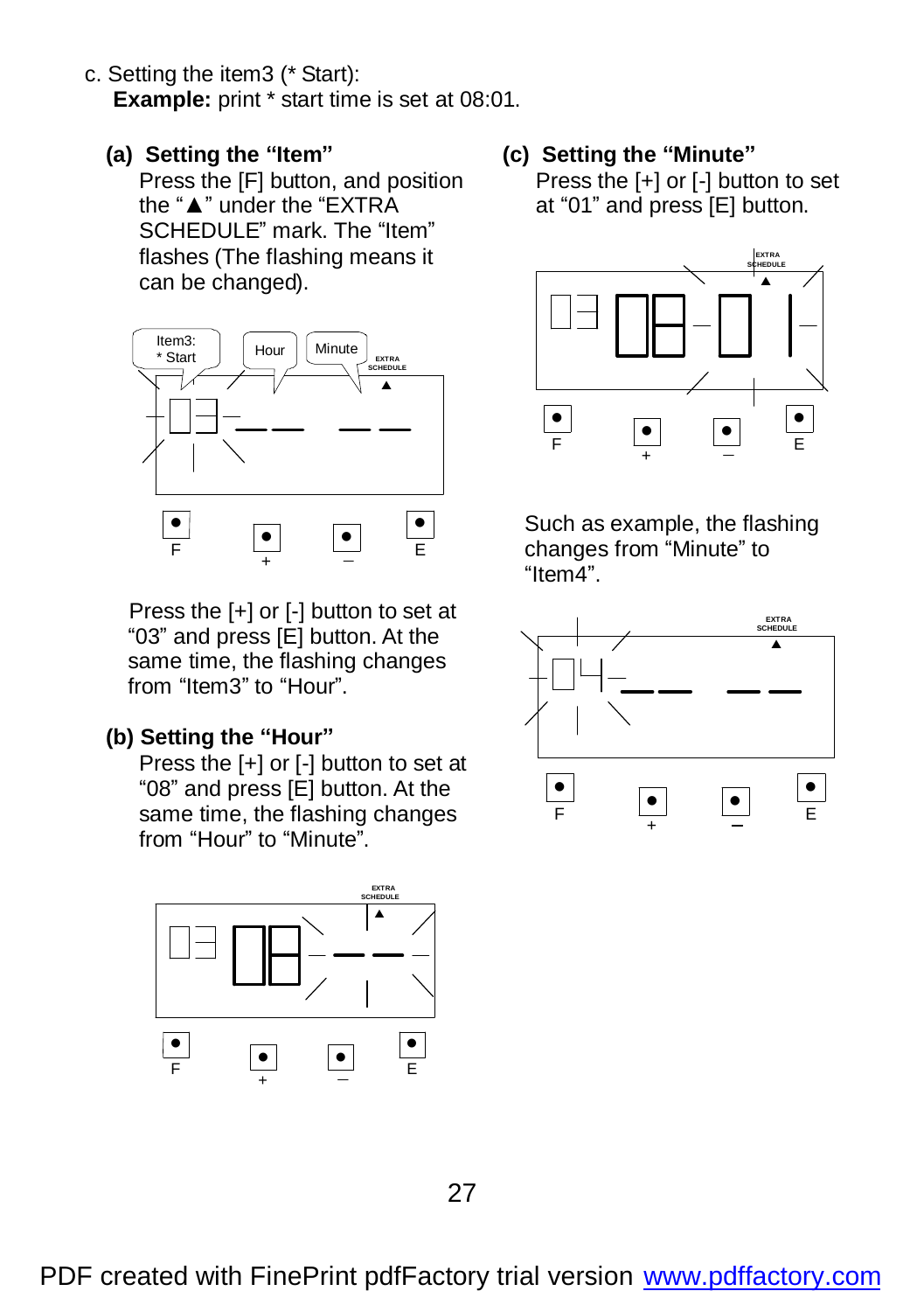c. Setting the item3 (* Start):

**Example:** print * start time is set at 08:01.

**(a) Setting the "Item"**

Press the [F] button, and position the "▲" under the "EXTRA SCHEDULE" mark. The "Item" flashes (The flashing means it can be changed).

Item3: * Start

Hour

Minute

EXTRA SCHEDULE

F + – E

Press the [+] or [-] button to set at "03" and press [E] button. At the same time, the flashing changes from "Item3" to "Hour".

**(b) Setting the "Hour"**

Press the [+] or [-] button to set at "08" and press [E] button. At the same time, the flashing changes from "Hour" to "Minute".

EXTRA SCHEDULE

F + – E

**(c) Setting the "Minute"**

Press the [+] or [-] button to set at "01" and press [E] button.

EXTRA SCHEDULE

F + – E

Such as example, the flashing changes from "Minute" to "Item4".

EXTRA SCHEDULE

F + – E

PDF created with FinePrint pdfFactory trial version www.pdffactory.com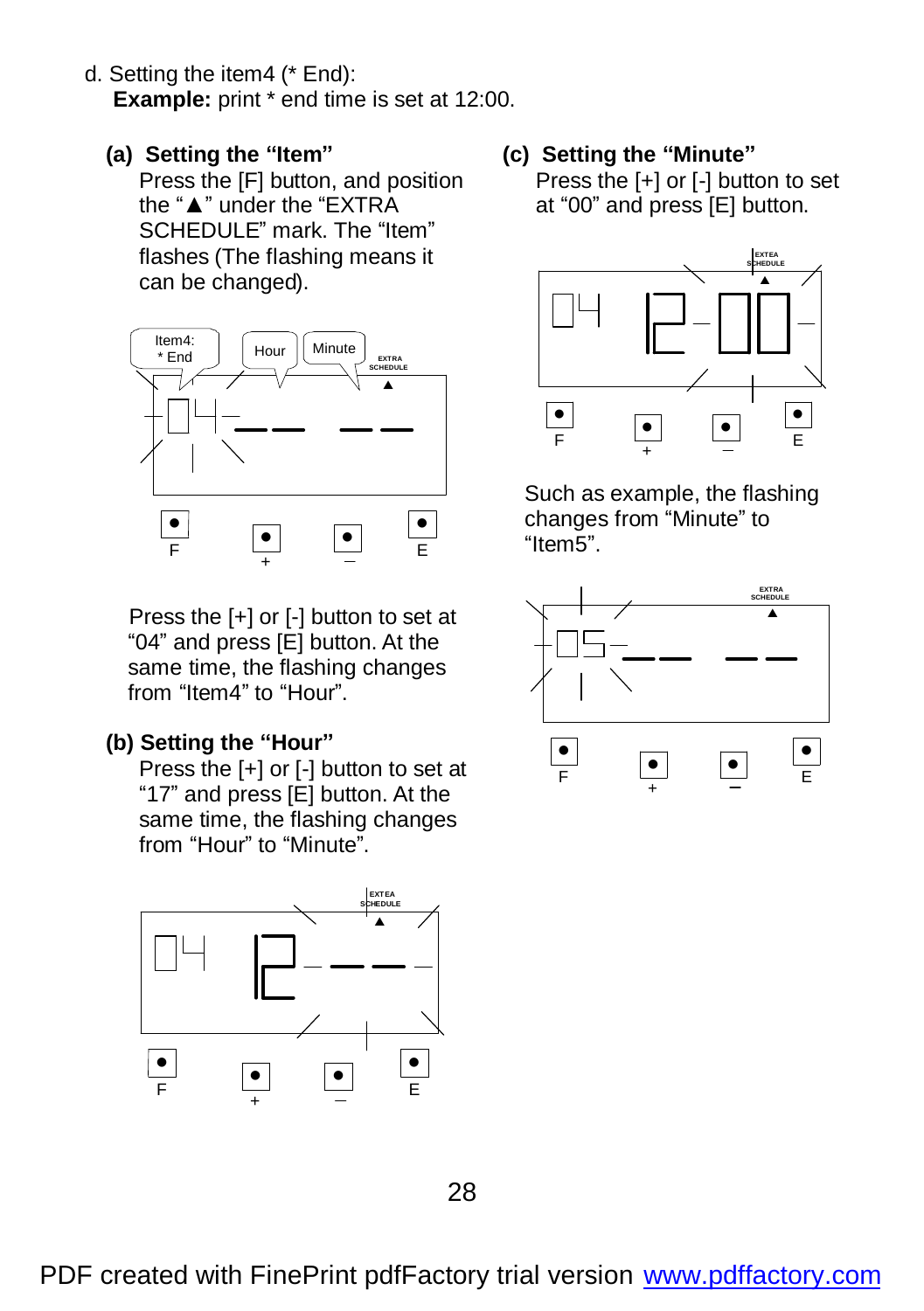d. Setting the item4 (* End):

**Example:** print * end time is set at 12:00.

**(a) Setting the "Item"**

Press the [F] button, and position the "▲" under the "EXTRA SCHEDULE" mark. The "Item" flashes (The flashing means it can be changed).

Item4:
* End
Hour
Minute
EXTRA
SCHEDULE

F
+
–
E

Press the [+] or [-] button to set at "04" and press [E] button. At the same time, the flashing changes from "Item4" to "Hour".

**(b) Setting the "Hour"**

Press the [+] or [-] button to set at "17" and press [E] button. At the same time, the flashing changes from "Hour" to "Minute".

EXTEA
SCHEDULE

F
+
–
E

**(c) Setting the "Minute"**

Press the [+] or [-] button to set at "00" and press [E] button.

EXTEA
SCHEDULE

F
+
–
E

Such as example, the flashing changes from "Minute" to "Item5".

EXTRA
SCHEDULE

F
+
–
E

PDF created with FinePrint pdfFactory trial version www.pdffactory.com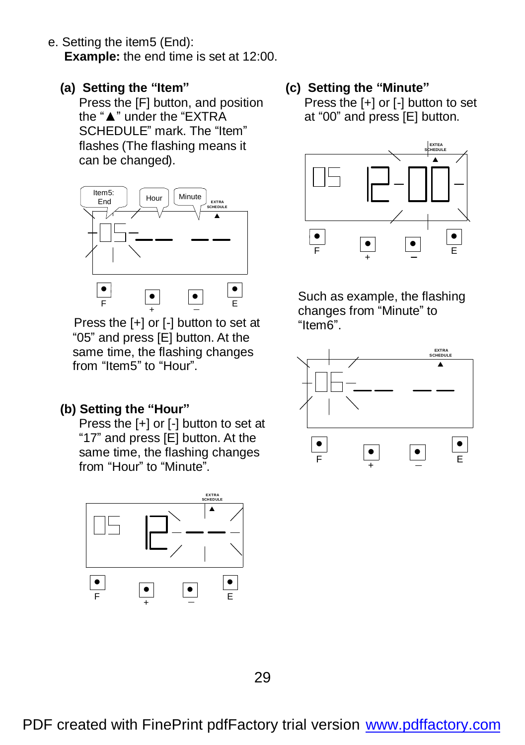e. Setting the item5 (End):

**Example:** the end time is set at 12:00.

**(a) Setting the "Item"**

Press the [F] button, and position the "▲" under the "EXTRA SCHEDULE" mark. The "Item" flashes (The flashing means it can be changed).

Item5: End

Hour

Minute

EXTRA SCHEDULE

F + – E

Press the [+] or [-] button to set at "05" and press [E] button. At the same time, the flashing changes from "Item5" to "Hour".

**(b) Setting the "Hour"**

Press the [+] or [-] button to set at "17" and press [E] button. At the same time, the flashing changes from "Hour" to "Minute".

EXTRA SCHEDULE

F + – E

**(c) Setting the "Minute"**

Press the [+] or [-] button to set at "00" and press [E] button.

EXTEA SCHEDULE

F + – E

Such as example, the flashing changes from "Minute" to "Item6".

EXTRA SCHEDULE

F + – E

PDF created with FinePrint pdfFactory trial version www.pdffactory.com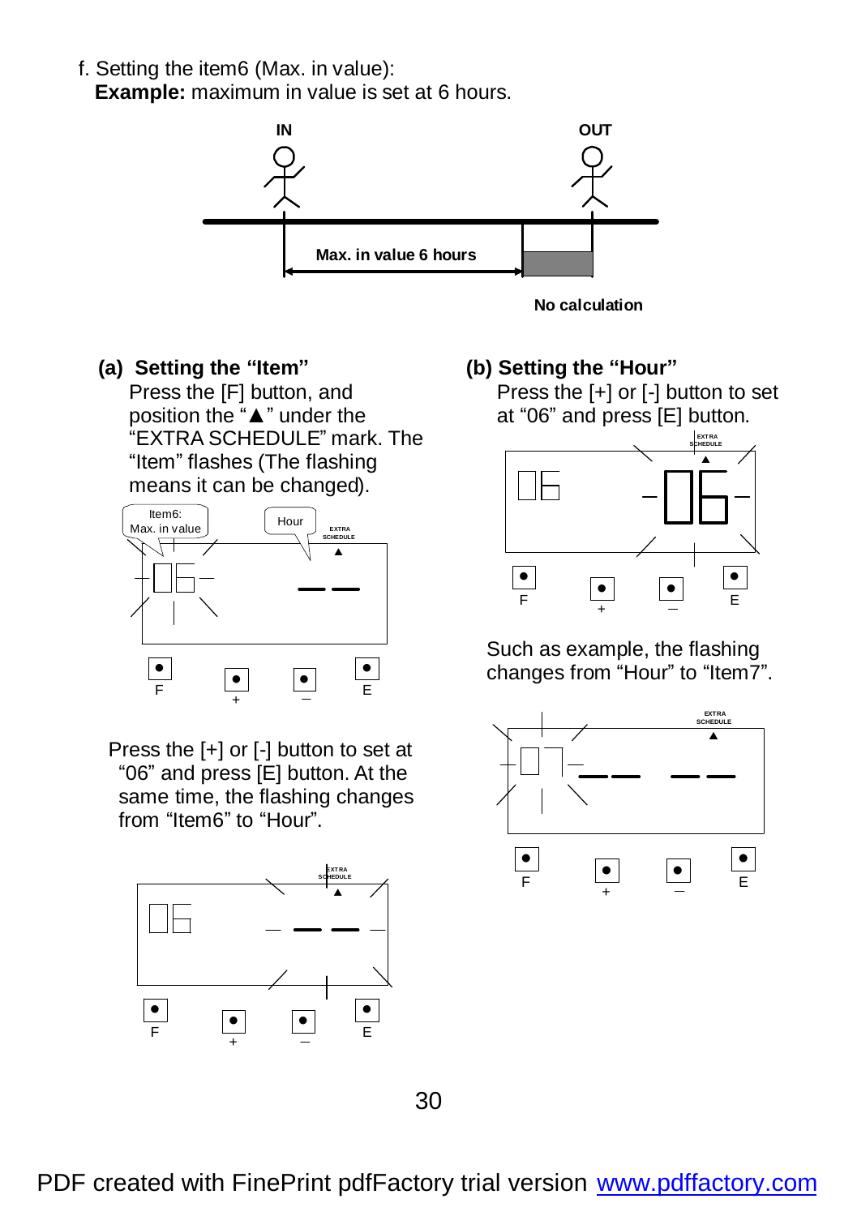f. Setting the item6 (Max. in value):

**Example:** maximum in value is set at 6 hours.

IN

OUT

Max. in value 6 hours

No calculation

**(a) Setting the "Item"**

Press the [F] button, and position the "▲" under the "EXTRA SCHEDULE" mark. The "Item" flashes (The flashing means it can be changed).

Item6: Max. in value

Hour

EXTRA SCHEDULE

F + – E

Press the [+] or [-] button to set at "06" and press [E] button. At the same time, the flashing changes from "Item6" to "Hour".

EXTRA SCHEDULE

F + – E

**(b) Setting the "Hour"**

Press the [+] or [-] button to set at "06" and press [E] button.

EXTRA SCHEDULE

F + – E

Such as example, the flashing changes from "Hour" to "Item7".

EXTRA SCHEDULE

F + – E

PDF created with FinePrint pdfFactory trial version www.pdffactory.com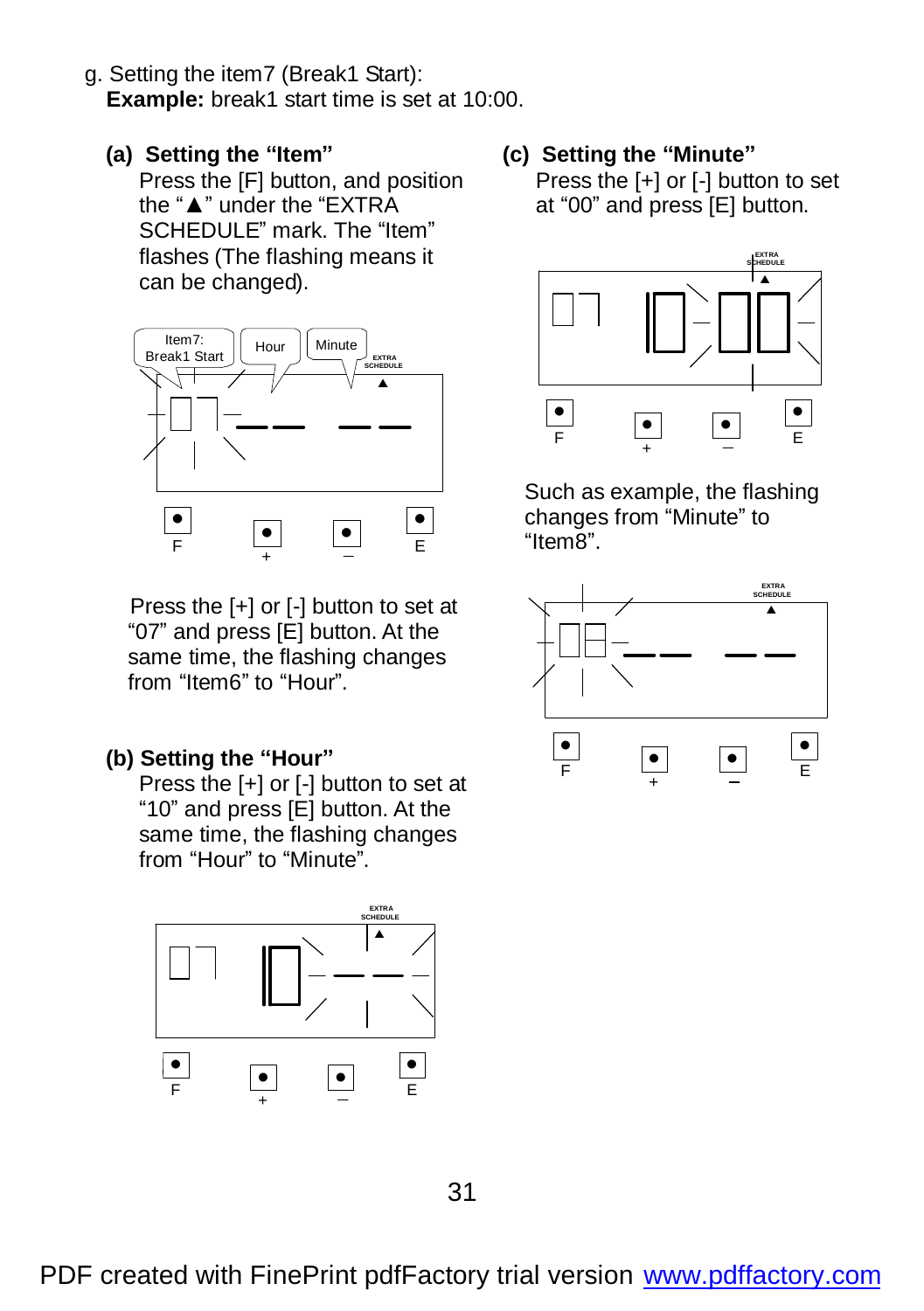g. Setting the item7 (Break1 Start):
**Example:** break1 start time is set at 10:00.

**(a) Setting the "Item"**

Press the [F] button, and position the "▲" under the "EXTRA SCHEDULE" mark. The "Item" flashes (The flashing means it can be changed).

Item7: Break1 Start
Hour
Minute
EXTRA SCHEDULE
F
+
–
E

Press the [+] or [-] button to set at "07" and press [E] button. At the same time, the flashing changes from "Item6" to "Hour".

**(b) Setting the "Hour"**

Press the [+] or [-] button to set at "10" and press [E] button. At the same time, the flashing changes from "Hour" to "Minute".

EXTRA SCHEDULE
F
+
–
E

**(c) Setting the "Minute"**

Press the [+] or [-] button to set at "00" and press [E] button.

EXTRA SCHEDULE
F
+
–
E

Such as example, the flashing changes from "Minute" to "Item8".

EXTRA SCHEDULE
F
+
–
E

PDF created with FinePrint pdfFactory trial version www.pdffactory.com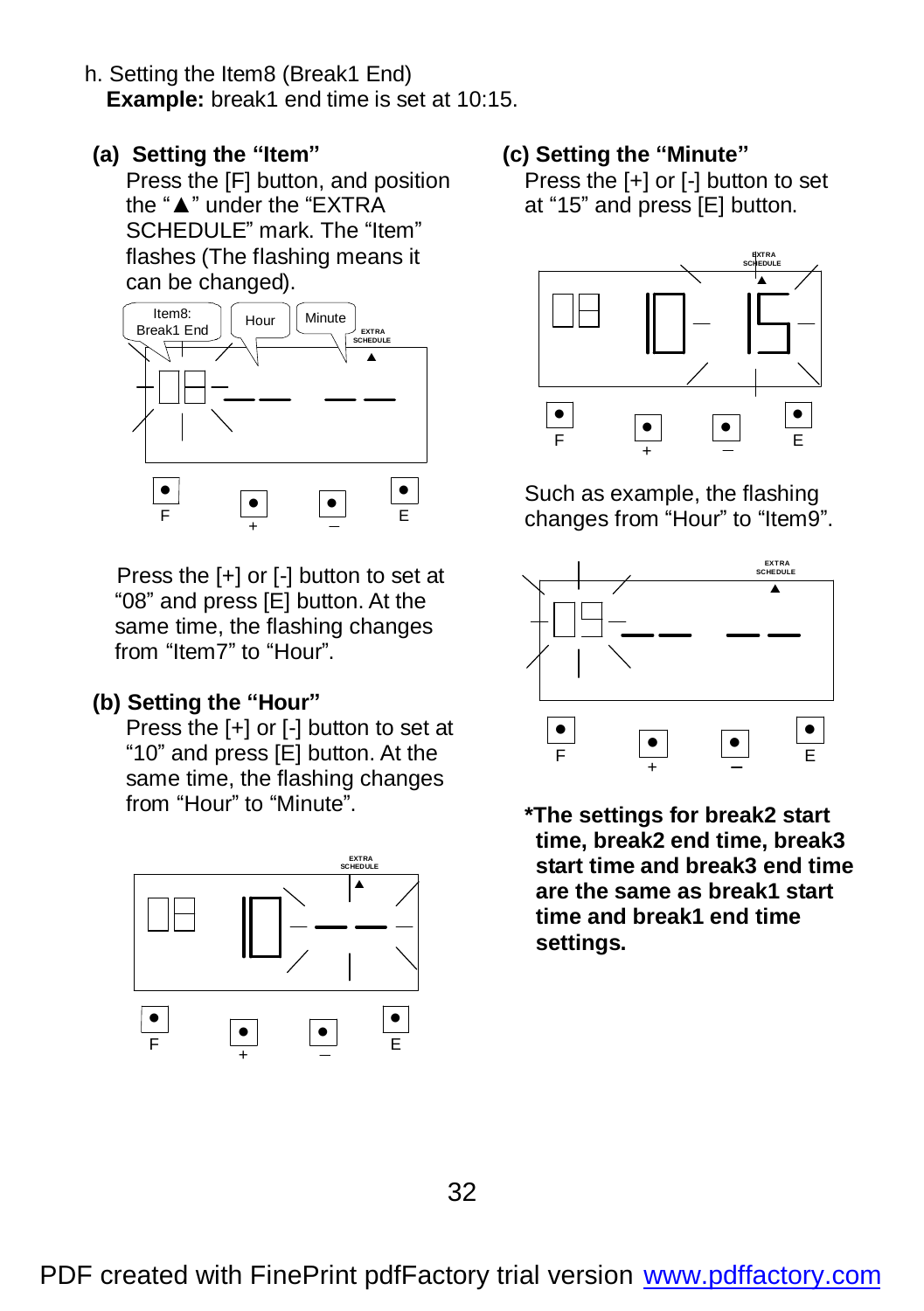h. Setting the Item8 (Break1 End)
**Example:** break1 end time is set at 10:15.

**(a) Setting the "Item"**

Press the [F] button, and position the "▲" under the "EXTRA SCHEDULE" mark. The "Item" flashes (The flashing means it can be changed).

Item8: Break1 End
Hour
Minute
EXTRA SCHEDULE
F + – E

Press the [+] or [-] button to set at "08" and press [E] button. At the same time, the flashing changes from "Item7" to "Hour".

**(b) Setting the "Hour"**

Press the [+] or [-] button to set at "10" and press [E] button. At the same time, the flashing changes from "Hour" to "Minute".

EXTRA SCHEDULE
F + – E

**(c) Setting the "Minute"**

Press the [+] or [-] button to set at "15" and press [E] button.

EXTRA SCHEDULE
F + – E

Such as example, the flashing changes from "Hour" to "Item9".

EXTRA SCHEDULE
F + – E

**\*The settings for break2 start time, break2 end time, break3 start time and break3 end time are the same as break1 start time and break1 end time settings.**

PDF created with FinePrint pdfFactory trial version www.pdffactory.com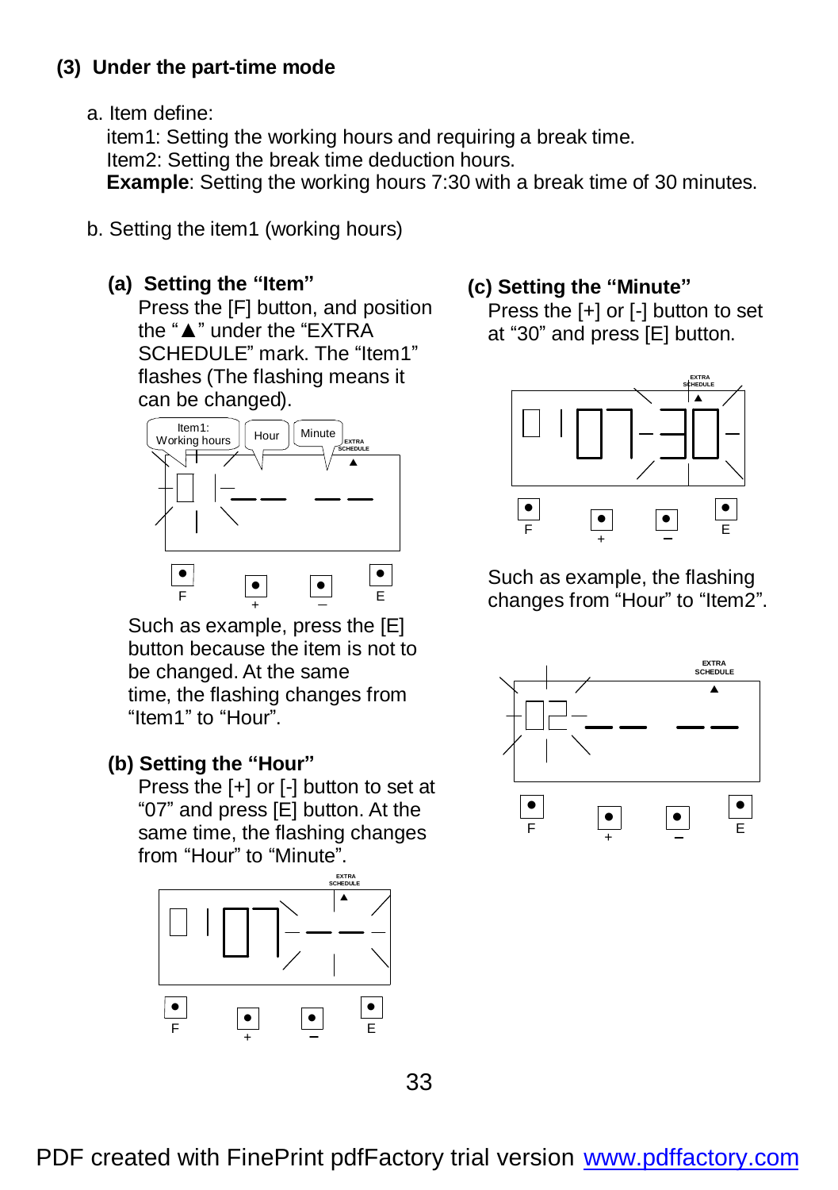### (3) Under the part-time mode

a. Item define:
item1: Setting the working hours and requiring a break time.
Item2: Setting the break time deduction hours.
**Example**: Setting the working hours 7:30 with a break time of 30 minutes.

b. Setting the item1 (working hours)

**(a) Setting the "Item"**
Press the [F] button, and position the "▲" under the "EXTRA SCHEDULE" mark. The "Item1" flashes (The flashing means it can be changed).

Item1: Working hours
Hour
Minute
EXTRA SCHEDULE

F + – E

Such as example, press the [E] button because the item is not to be changed. At the same time, the flashing changes from "Item1" to "Hour".

**(b) Setting the "Hour"**
Press the [+] or [-] button to set at "07" and press [E] button. At the same time, the flashing changes from "Hour" to "Minute".

EXTRA SCHEDULE

F + – E

**(c) Setting the "Minute"**
Press the [+] or [-] button to set at "30" and press [E] button.

EXTRA SCHEDULE

F + – E

Such as example, the flashing changes from "Hour" to "Item2".

EXTRA SCHEDULE

F + – E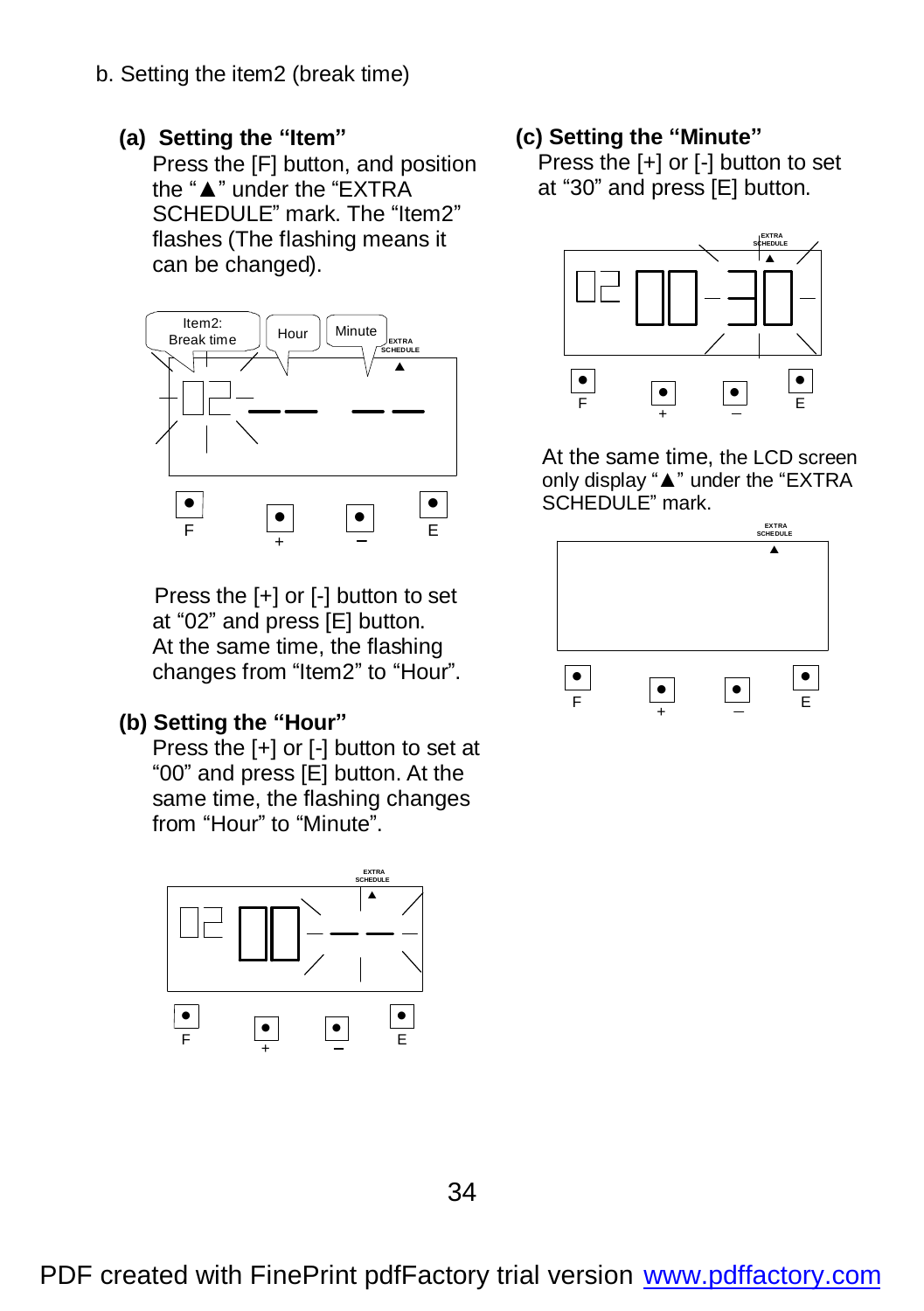b. Setting the item2 (break time)

**(a) Setting the "Item"**

Press the [F] button, and position the "▲" under the "EXTRA SCHEDULE" mark. The "Item2" flashes (The flashing means it can be changed).

Item2: Break time

Hour

Minute

EXTRA SCHEDULE

F + – E

Press the [+] or [-] button to set at "02" and press [E] button. At the same time, the flashing changes from "Item2" to "Hour".

**(b) Setting the "Hour"**

Press the [+] or [-] button to set at "00" and press [E] button. At the same time, the flashing changes from "Hour" to "Minute".

EXTRA SCHEDULE

F + – E

**(c) Setting the "Minute"**

Press the [+] or [-] button to set at "30" and press [E] button.

EXTRA SCHEDULE

F + – E

At the same time, the LCD screen only display "▲" under the "EXTRA SCHEDULE" mark.

EXTRA SCHEDULE

F + – E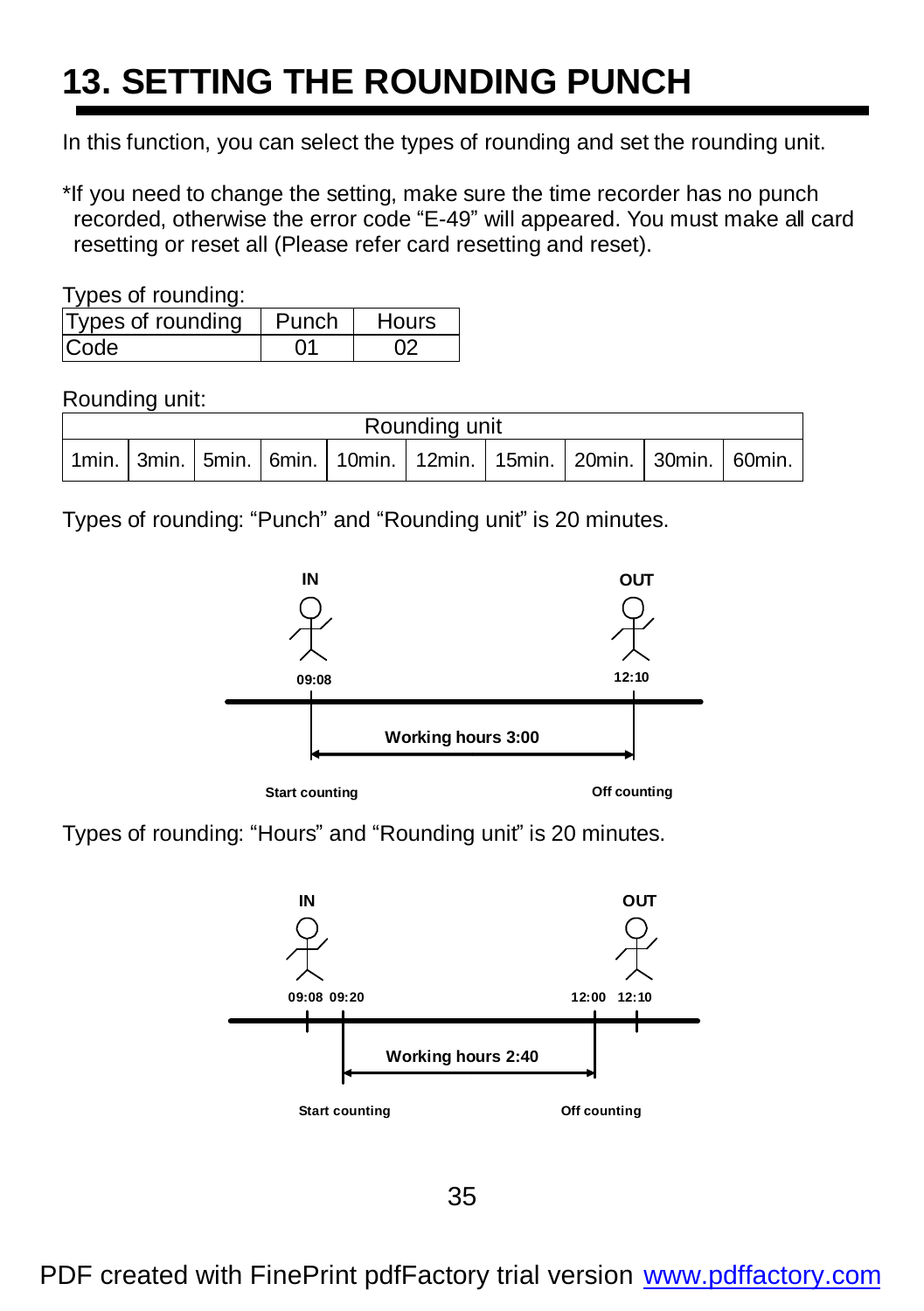# 13. SETTING THE ROUNDING PUNCH

In this function, you can select the types of rounding and set the rounding unit.

*If you need to change the setting, make sure the time recorder has no punch recorded, otherwise the error code "E-49" will appeared. You must make all card resetting or reset all (Please refer card resetting and reset).

Types of rounding:

| Types of rounding | Punch | Hours |
|---|---|---|
| Code | 01 | 02 |

Rounding unit:

| Rounding unit | | | | | | | | | |
|---|---|---|---|---|---|---|---|---|---|
| 1min. | 3min. | 5min. | 6min. | 10min. | 12min. | 15min. | 20min. | 30min. | 60min. |

Types of rounding: "Punch" and "Rounding unit" is 20 minutes.

IN
OUT
09:08
12:10
Working hours 3:00
Start counting
Off counting

Types of rounding: "Hours" and "Rounding unit" is 20 minutes.

IN
OUT
09:08 09:20
12:00 12:10
Working hours 2:40
Start counting
Off counting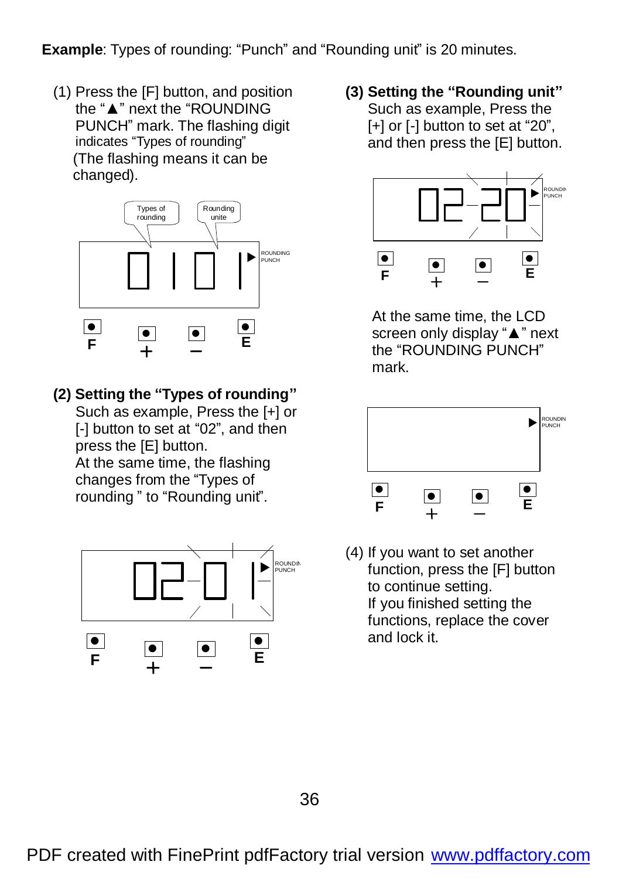**Example**: Types of rounding: “Punch” and “Rounding unit” is 20 minutes.

(1) Press the [F] button, and position the “▲” next the “ROUNDING PUNCH” mark. The flashing digit indicates “Types of rounding” (The flashing means it can be changed).

Types of rounding

Rounding unite

ROUNDING PUNCH

F + – E

**(2) Setting the “Types of rounding”**

Such as example, Press the [+] or [-] button to set at “02”, and then press the [E] button.

At the same time, the flashing changes from the “Types of rounding ” to “Rounding unit”.

ROUNDIN PUNCH

F + – E

**(3) Setting the “Rounding unit”**

Such as example, Press the [+] or [-] button to set at “20”, and then press the [E] button.

ROUNDIN PUNCH

F + – E

At the same time, the LCD screen only display “▲” next the “ROUNDING PUNCH” mark.

ROUNDIN PUNCH

F + – E

(4) If you want to set another function, press the [F] button to continue setting.

If you finished setting the functions, replace the cover and lock it.

PDF created with FinePrint pdfFactory trial version www.pdffactory.com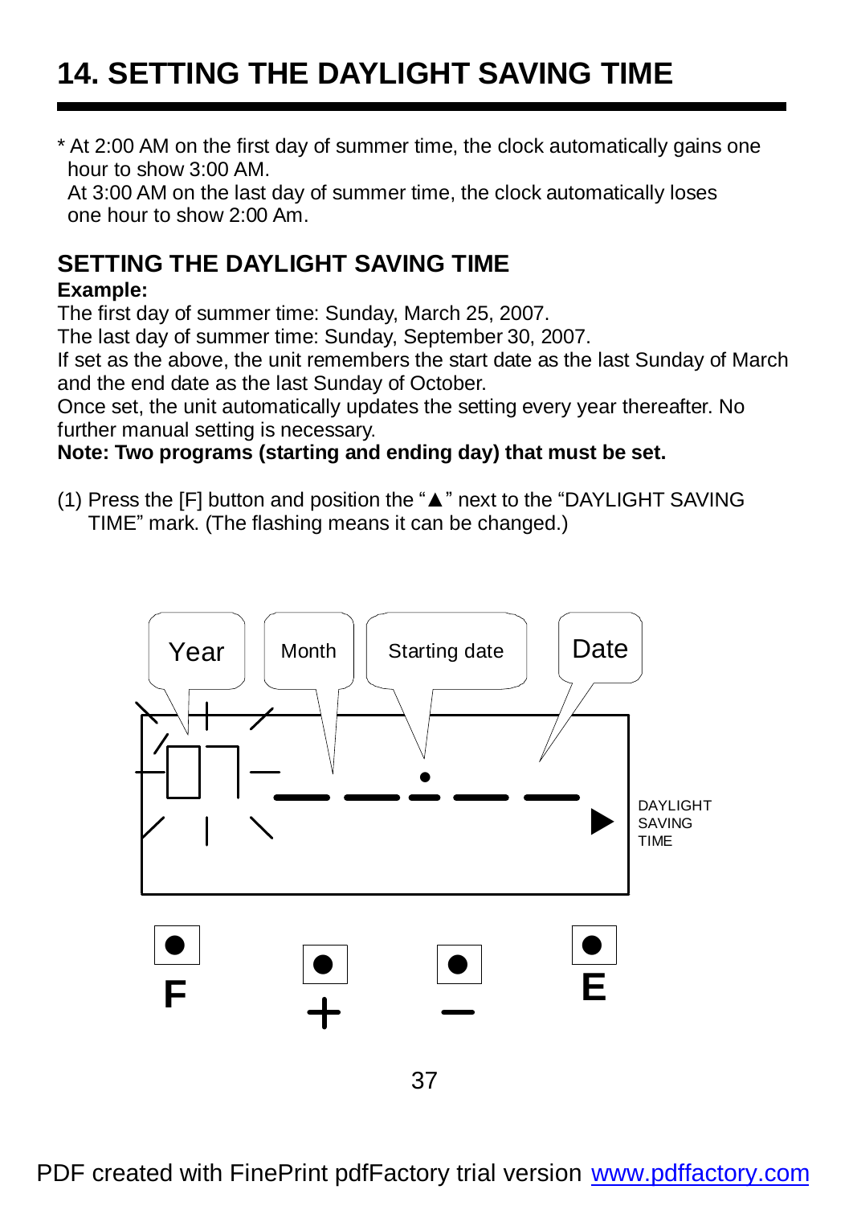# 14. SETTING THE DAYLIGHT SAVING TIME

* At 2:00 AM on the first day of summer time, the clock automatically gains one hour to show 3:00 AM.
  At 3:00 AM on the last day of summer time, the clock automatically loses one hour to show 2:00 Am.

## SETTING THE DAYLIGHT SAVING TIME

**Example:**

The first day of summer time: Sunday, March 25, 2007.
The last day of summer time: Sunday, September 30, 2007.
If set as the above, the unit remembers the start date as the last Sunday of March and the end date as the last Sunday of October.
Once set, the unit automatically updates the setting every year thereafter. No further manual setting is necessary.

**Note: Two programs (starting and ending day) that must be set.**

(1) Press the [F] button and position the "▲" next to the "DAYLIGHT SAVING TIME" mark. (The flashing means it can be changed.)

Year
Month
Starting date
Date
DAYLIGHT SAVING TIME

F
+
−
E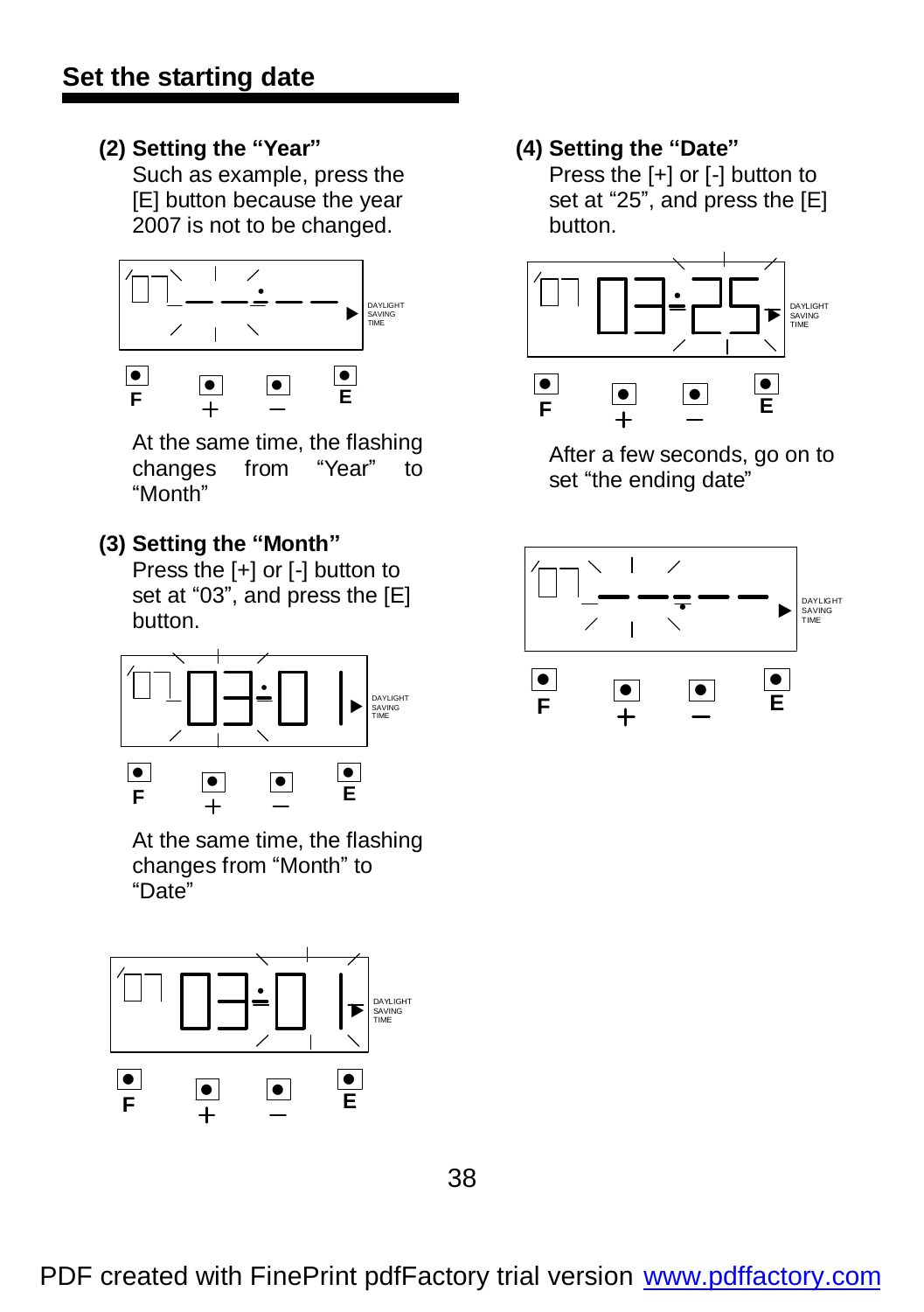## Set the starting date

**(2) Setting the “Year”**

Such as example, press the [E] button because the year 2007 is not to be changed.

DAYLIGHT SAVING TIME

F + – E

At the same time, the flashing changes from “Year” to “Month”

**(3) Setting the “Month”**

Press the [+] or [-] button to set at “03”, and press the [E] button.

DAYLIGHT SAVING TIME

F + – E

At the same time, the flashing changes from “Month” to “Date”

DAYLIGHT SAVING TIME

F + – E

**(4) Setting the “Date”**

Press the [+] or [-] button to set at “25”, and press the [E] button.

DAYLIGHT SAVING TIME

F + – E

After a few seconds, go on to set “the ending date”

DAYLIGHT SAVING TIME

F + – E

PDF created with FinePrint pdfFactory trial version www.pdffactory.com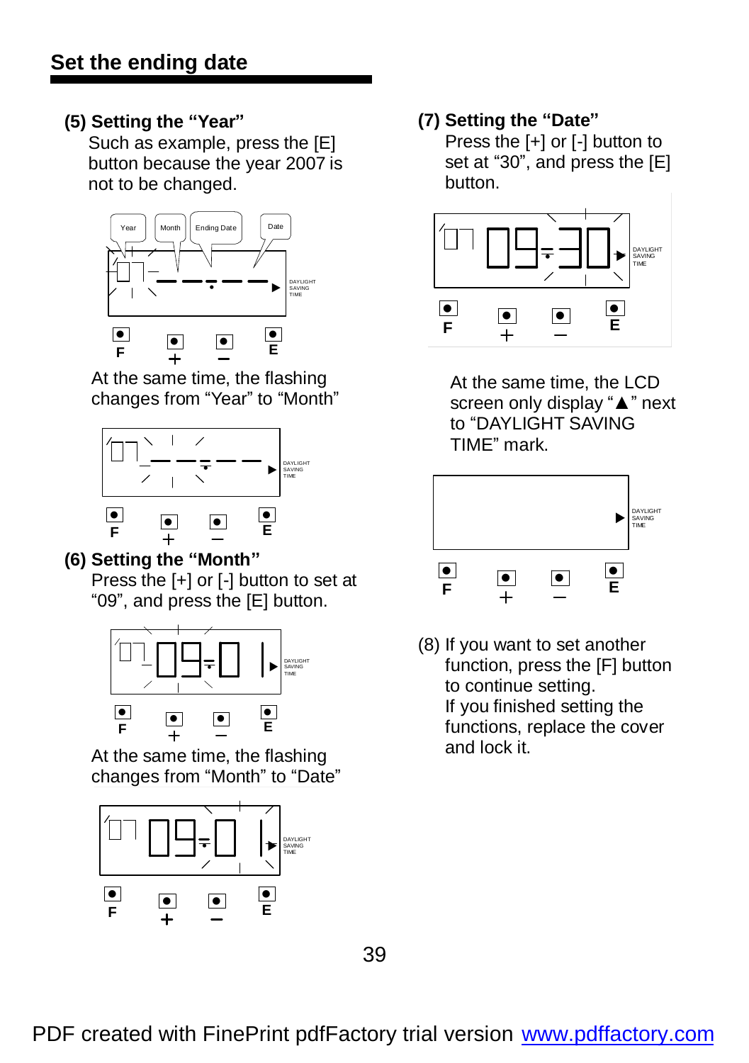## Set the ending date

**(5) Setting the "Year"**

Such as example, press the [E] button because the year 2007 is not to be changed.

Year
Month
Ending Date
Date
DAYLIGHT SAVING TIME
F + − E

At the same time, the flashing changes from "Year" to "Month"

DAYLIGHT SAVING TIME
F + − E

**(6) Setting the "Month"**

Press the [+] or [-] button to set at "09", and press the [E] button.

DAYLIGHT SAVING TIME
F + − E

At the same time, the flashing changes from "Month" to "Date"

DAYLIGHT SAVING TIME
F + − E

**(7) Setting the "Date"**

Press the [+] or [-] button to set at "30", and press the [E] button.

DAYLIGHT SAVING TIME
F + − E

At the same time, the LCD screen only display "▲" next to "DAYLIGHT SAVING TIME" mark.

DAYLIGHT SAVING TIME
F + − E

(8) If you want to set another function, press the [F] button to continue setting.
If you finished setting the functions, replace the cover and lock it.

PDF created with FinePrint pdfFactory trial version www.pdffactory.com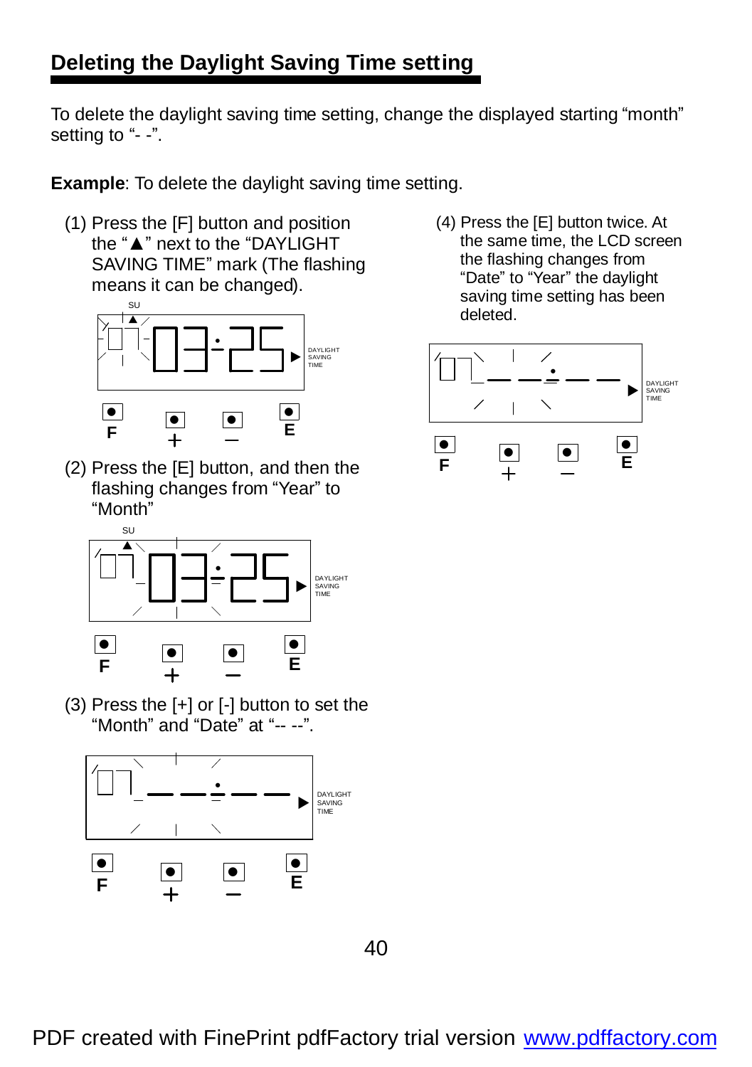## Deleting the Daylight Saving Time setting

To delete the daylight saving time setting, change the displayed starting “month” setting to “- -”.

**Example**: To delete the daylight saving time setting.

(1) Press the [F] button and position the “▲” next to the “DAYLIGHT SAVING TIME” mark (The flashing means it can be changed).

SU

03:25

DAYLIGHT SAVING TIME

F + − E

(2) Press the [E] button, and then the flashing changes from “Year” to “Month”

SU

03:25

DAYLIGHT SAVING TIME

F + − E

(3) Press the [+] or [-] button to set the “Month” and “Date” at “-- --”.

DAYLIGHT SAVING TIME

F + − E

(4) Press the [E] button twice. At the same time, the LCD screen the flashing changes from “Date” to “Year” the daylight saving time setting has been deleted.

DAYLIGHT SAVING TIME

F + − E

PDF created with FinePrint pdfFactory trial version www.pdffactory.com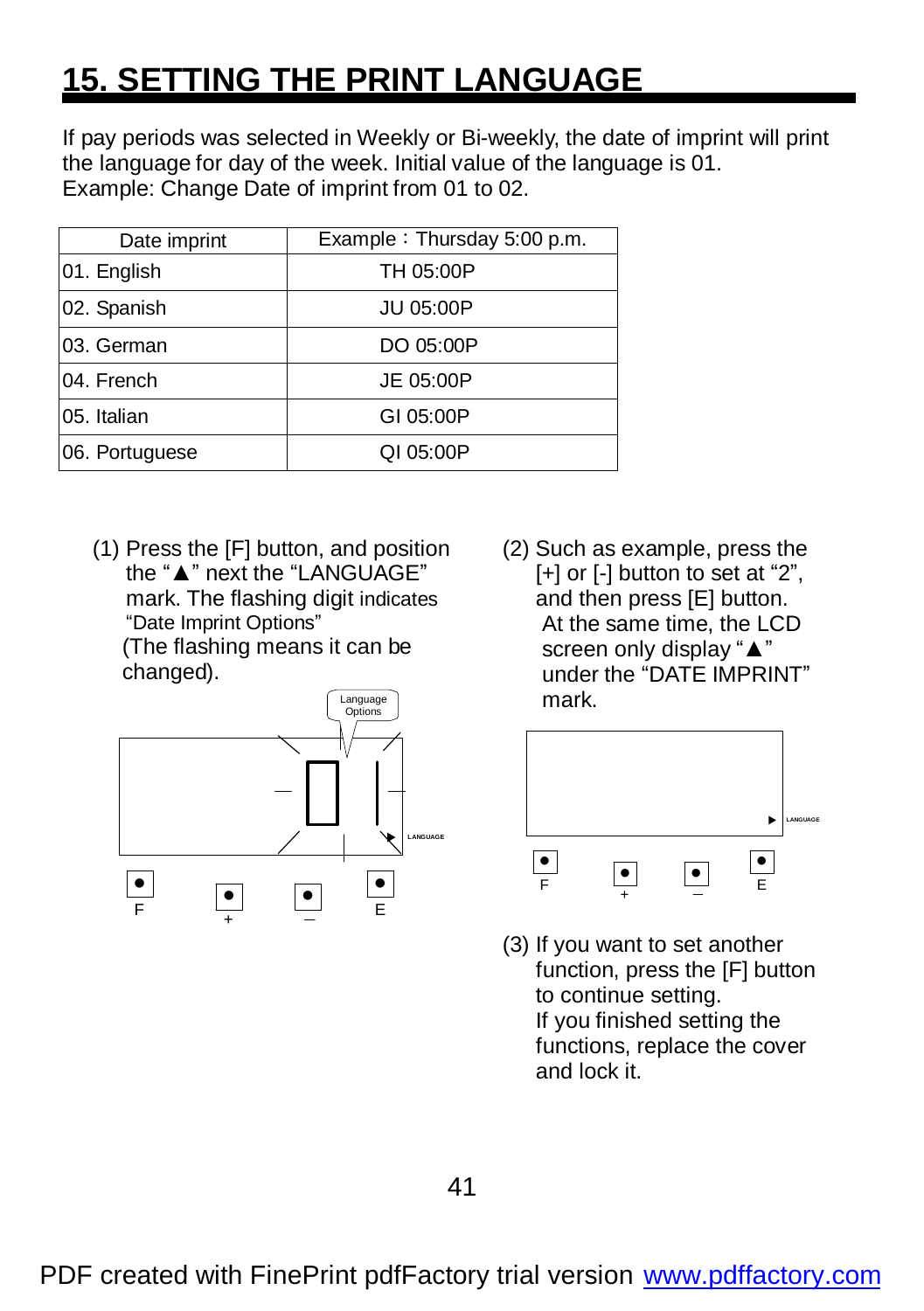# 15. SETTING THE PRINT LANGUAGE

If pay periods was selected in Weekly or Bi-weekly, the date of imprint will print the language for day of the week. Initial value of the language is 01.
Example: Change Date of imprint from 01 to 02.

| Date imprint | Example：Thursday 5:00 p.m. |
|---|---|
| 01. English | TH 05:00P |
| 02. Spanish | JU 05:00P |
| 03. German | DO 05:00P |
| 04. French | JE 05:00P |
| 05. Italian | GI 05:00P |
| 06. Portuguese | QI 05:00P |

(1) Press the [F] button, and position the "▲" next the "LANGUAGE" mark. The flashing digit indicates "Date Imprint Options" (The flashing means it can be changed).

Language Options

LANGUAGE

F + – E

(2) Such as example, press the [+] or [-] button to set at "2", and then press [E] button. At the same time, the LCD screen only display "▲" under the "DATE IMPRINT" mark.

LANGUAGE

F + – E

(3) If you want to set another function, press the [F] button to continue setting. If you finished setting the functions, replace the cover and lock it.

PDF created with FinePrint pdfFactory trial version www.pdffactory.com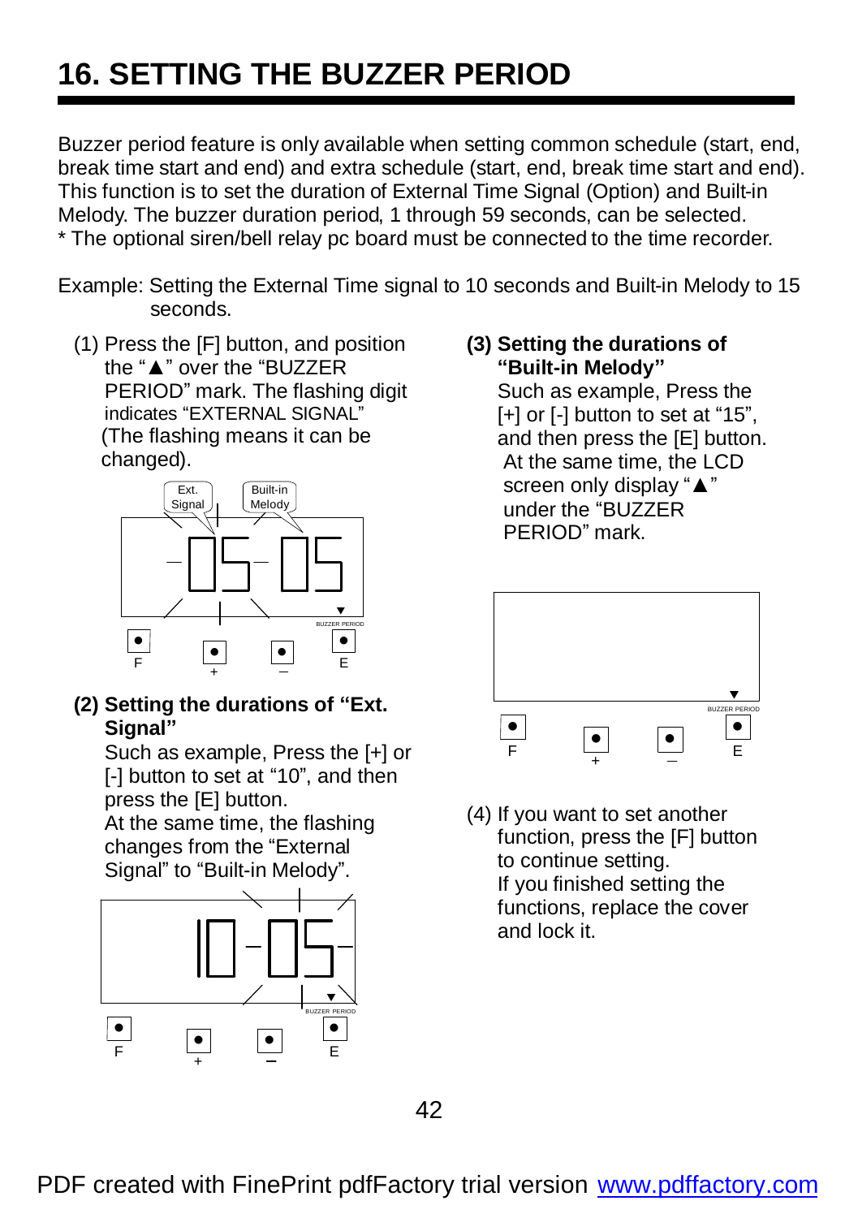# 16. SETTING THE BUZZER PERIOD

Buzzer period feature is only available when setting common schedule (start, end, break time start and end) and extra schedule (start, end, break time start and end). This function is to set the duration of External Time Signal (Option) and Built-in Melody. The buzzer duration period, 1 through 59 seconds, can be selected.
* The optional siren/bell relay pc board must be connected to the time recorder.

Example: Setting the External Time signal to 10 seconds and Built-in Melody to 15 seconds.

(1) Press the [F] button, and position the "▲" over the "BUZZER PERIOD" mark. The flashing digit indicates "EXTERNAL SIGNAL" (The flashing means it can be changed).

Ext. Signal
Built-in Melody
05-05
BUZZER PERIOD
F + − E

**(2) Setting the durations of "Ext. Signal"**
Such as example, Press the [+] or [-] button to set at "10", and then press the [E] button.
At the same time, the flashing changes from the "External Signal" to "Built-in Melody".

10-05
BUZZER PERIOD
F + − E

**(3) Setting the durations of "Built-in Melody"**
Such as example, Press the [+] or [-] button to set at "15", and then press the [E] button.
At the same time, the LCD screen only display "▲" under the "BUZZER PERIOD" mark.

BUZZER PERIOD
F + − E

(4) If you want to set another function, press the [F] button to continue setting.
If you finished setting the functions, replace the cover and lock it.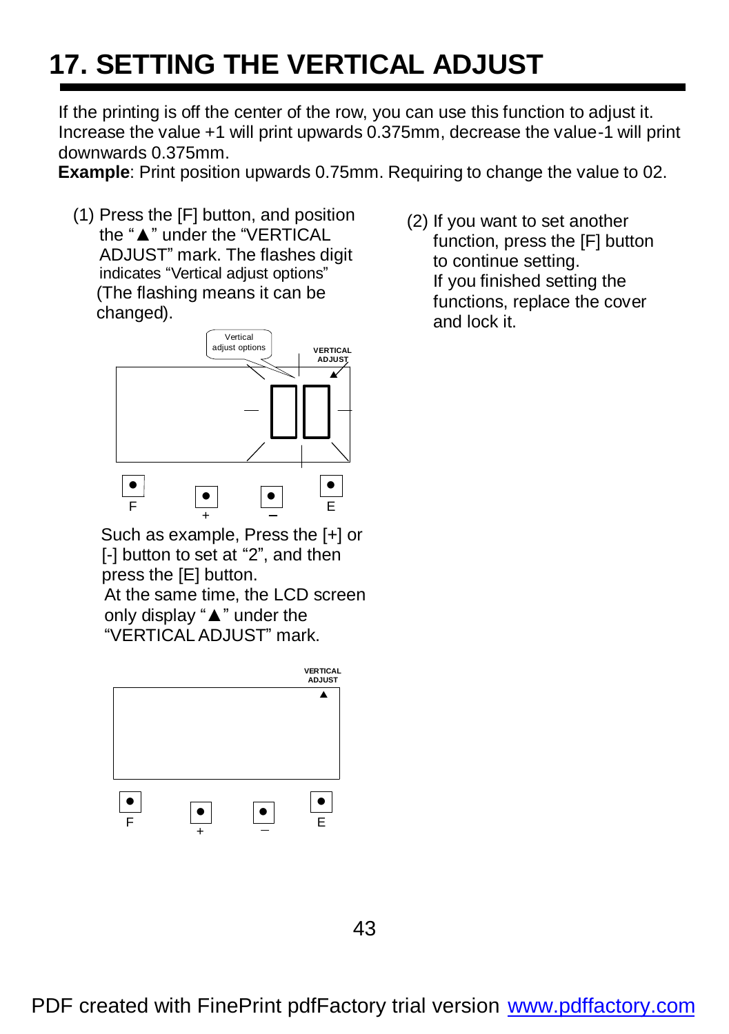# 17. SETTING THE VERTICAL ADJUST

If the printing is off the center of the row, you can use this function to adjust it. Increase the value +1 will print upwards 0.375mm, decrease the value-1 will print downwards 0.375mm.

**Example**: Print position upwards 0.75mm. Requiring to change the value to 02.

(1) Press the [F] button, and position the "▲" under the "VERTICAL ADJUST" mark. The flashes digit indicates "Vertical adjust options" (The flashing means it can be changed).

Vertical adjust options

VERTICAL ADJUST

F + − E

Such as example, Press the [+] or [-] button to set at "2", and then press the [E] button.
At the same time, the LCD screen only display "▲" under the "VERTICAL ADJUST" mark.

VERTICAL ADJUST

F + − E

(2) If you want to set another function, press the [F] button to continue setting.
If you finished setting the functions, replace the cover and lock it.

PDF created with FinePrint pdfFactory trial version www.pdffactory.com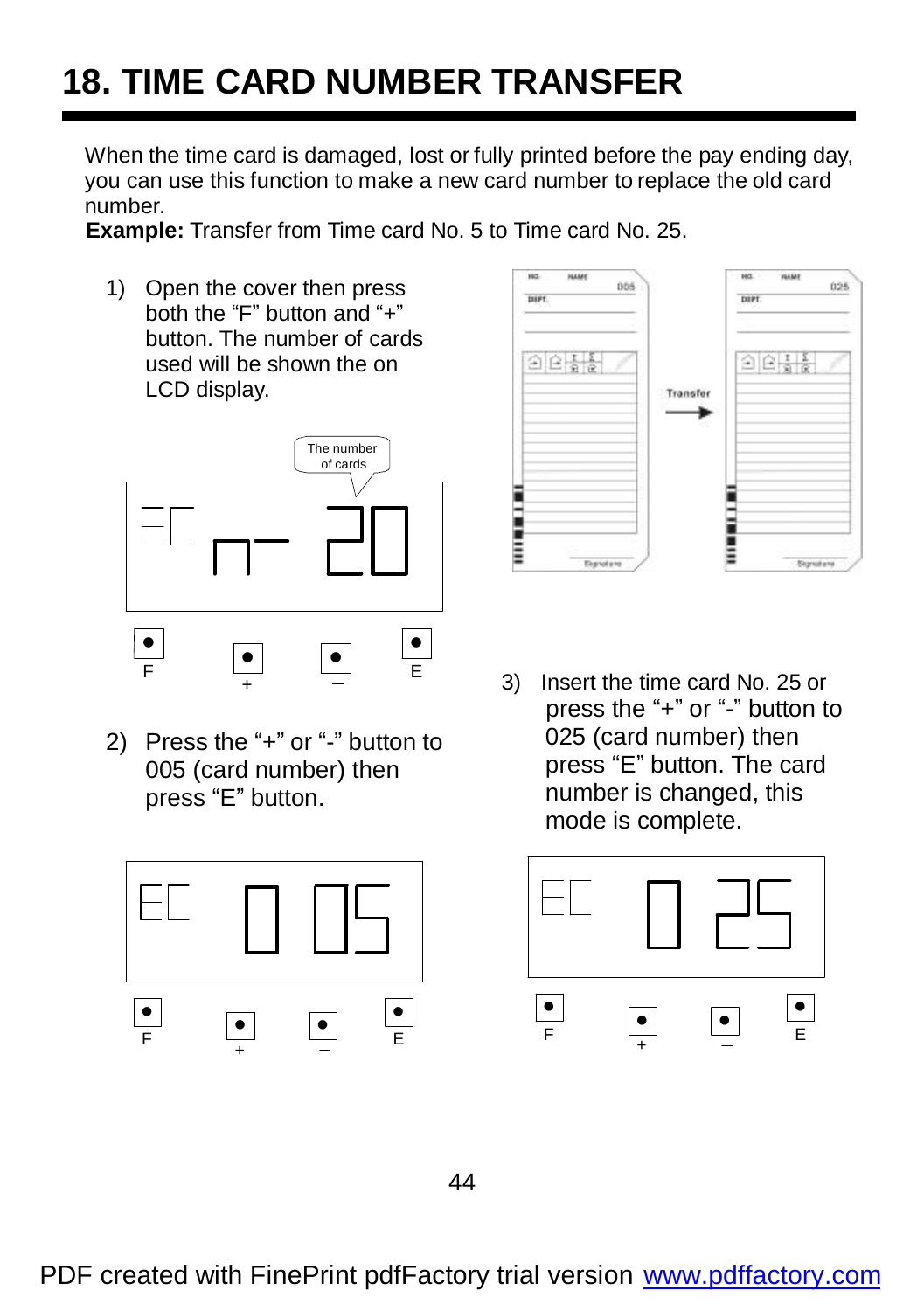# 18. TIME CARD NUMBER TRANSFER

When the time card is damaged, lost or fully printed before the pay ending day, you can use this function to make a new card number to replace the old card number.

**Example:** Transfer from Time card No. 5 to Time card No. 25.

1) Open the cover then press both the "F" button and "+" button. The number of cards used will be shown the on LCD display.

The number of cards

EC n- 20

F + – E

2) Press the "+" or "-" button to 005 (card number) then press "E" button.

EC 0 05

F + – E

Transfer

3) Insert the time card No. 25 or press the "+" or "-" button to 025 (card number) then press "E" button. The card number is changed, this mode is complete.

EC 0 25

F + – E

PDF created with FinePrint pdfFactory trial version www.pdffactory.com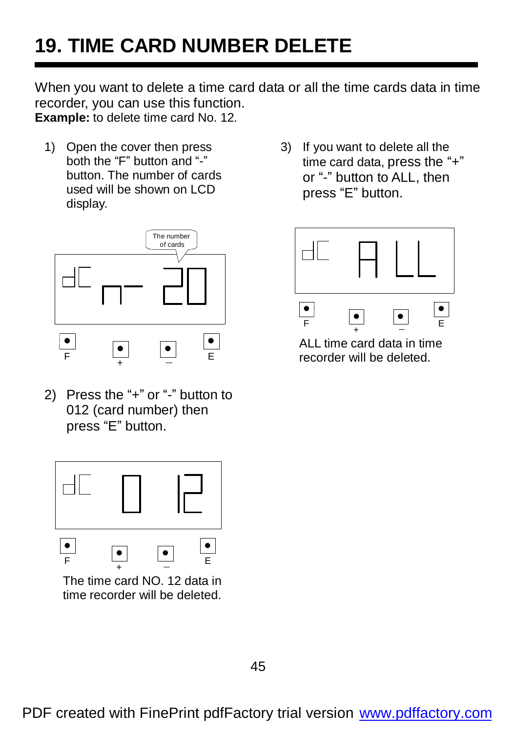# 19. TIME CARD NUMBER DELETE

When you want to delete a time card data or all the time cards data in time recorder, you can use this function.

**Example:** to delete time card No. 12.

1) Open the cover then press both the “F” button and “-” button. The number of cards used will be shown on LCD display.

The number of cards

dC n- 20

F + – E

2) Press the “+” or “-” button to 012 (card number) then press “E” button.

dC 0 12

F + – E

The time card NO. 12 data in time recorder will be deleted.

3) If you want to delete all the time card data, press the “+” or “-” button to ALL, then press “E” button.

dC ALL

F + – E

ALL time card data in time recorder will be deleted.

PDF created with FinePrint pdfFactory trial version www.pdffactory.com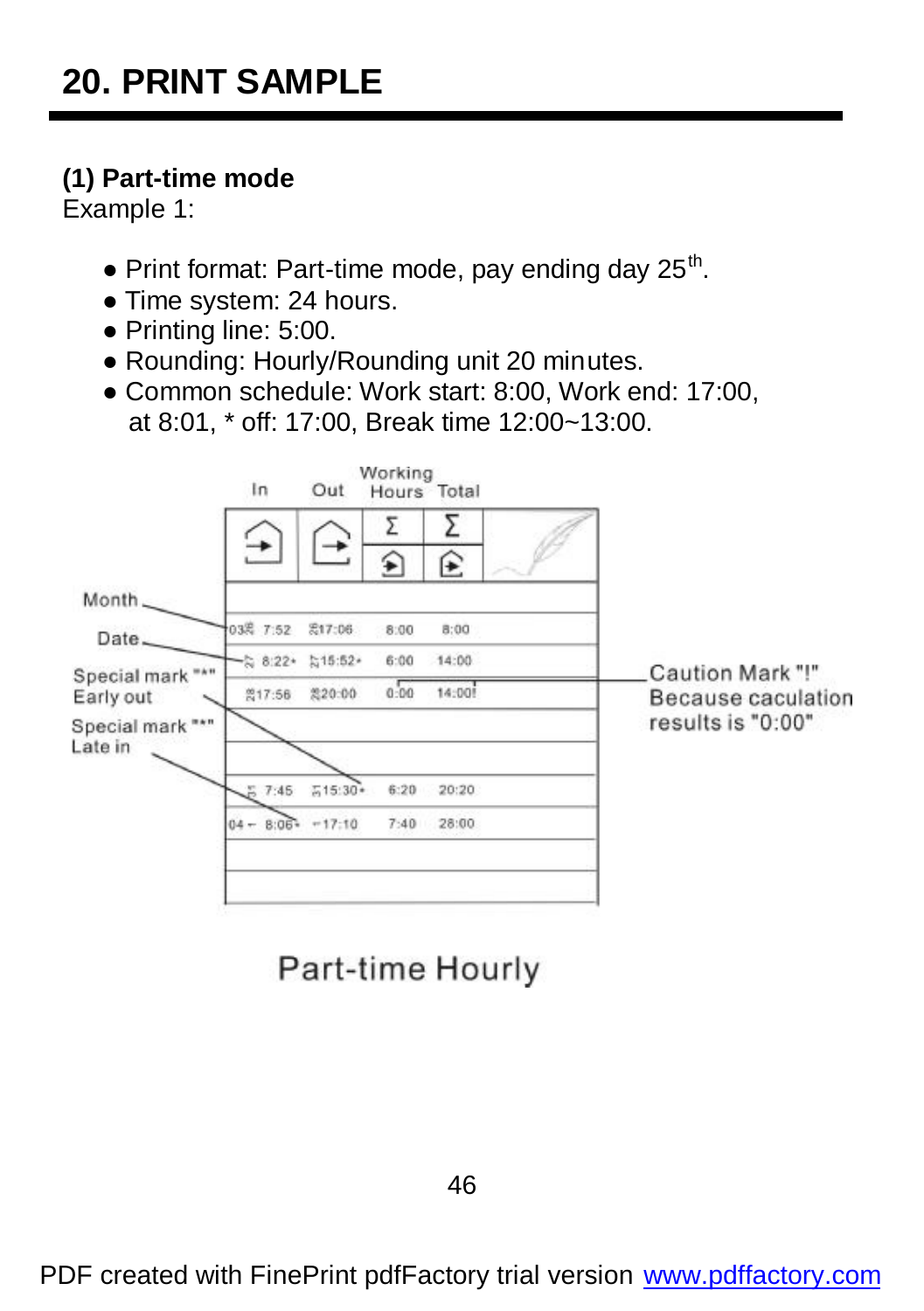## 20. PRINT SAMPLE

**(1) Part-time mode**

Example 1:

- Print format: Part-time mode, pay ending day 25th.
- Time system: 24 hours.
- Printing line: 5:00.
- Rounding: Hourly/Rounding unit 20 minutes.
- Common schedule: Work start: 8:00, Work end: 17:00, at 8:01, * off: 17:00, Break time 12:00~13:00.

| In | Out | Working Hours | Total |
|---|---|---|---|
| 03 7:52 | 17:06 | 8:00 | 8:00 |
| 8:22* | 15:52* | 6:00 | 14:00 |
| 17:56 | 20:00 | 0:00 | 14:00! |
| | | | |
| | | | |
| 7:45 | 15:30* | 6:20 | 20:20 |
| 04 – 8:06* | –17:10 | 7:40 | 28:00 |

Month

Date

Special mark "*" Early out

Special mark "*" Late in

Caution Mark "!" Because caculation results is "0:00"

Part-time Hourly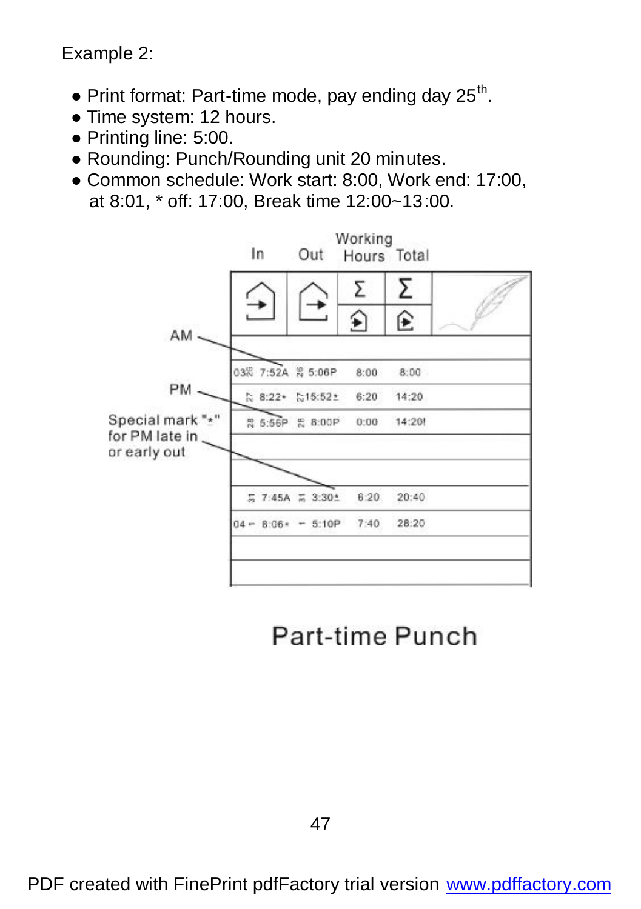Example 2:

- Print format: Part-time mode, pay ending day 25th.
- Time system: 12 hours.
- Printing line: 5:00.
- Rounding: Punch/Rounding unit 20 minutes.
- Common schedule: Work start: 8:00, Work end: 17:00, at 8:01, * off: 17:00, Break time 12:00~13:00.

AM

PM

Special mark "*" for PM late in or early out

| In | Out | Working Hours | Total |
|---|---|---|---|
| | | | |
| 03 7:52A | 5:06P | 8:00 | 8:00 |
| 8:22* | 15:52* | 6:20 | 14:20 |
| 5:56P | 8:00P | 0:00 | 14:20! |
| | | | |
| | | | |
| 7:45A | 3:30* | 6:20 | 20:40 |
| 04 8:06* | 5:10P | 7:40 | 28:20 |
| | | | |
| | | | |

Part-time Punch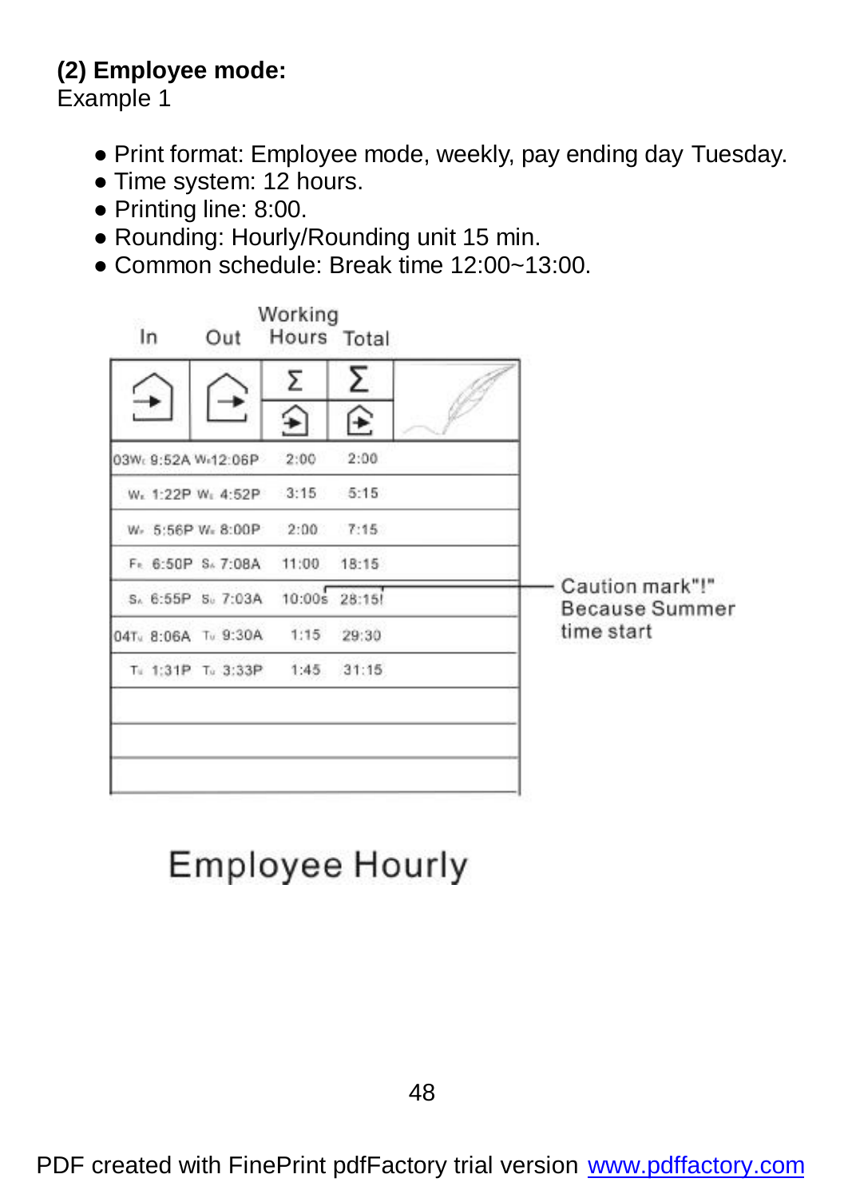**(2) Employee mode:**

Example 1

- Print format: Employee mode, weekly, pay ending day Tuesday.
- Time system: 12 hours.
- Printing line: 8:00.
- Rounding: Hourly/Rounding unit 15 min.
- Common schedule: Break time 12:00~13:00.

| In | Out | Working Hours | Total |
|---|---|---|---|
| 03We 9:52A | We 12:06P | 2:00 | 2:00 |
| We 1:22P | We 4:52P | 3:15 | 5:15 |
| We 5:56P | We 8:00P | 2:00 | 7:15 |
| Fr 6:50P | Sa 7:08A | 11:00 | 18:15 |
| Sa 6:55P | Su 7:03A | 10:00s | 28:15! |
| 04Tu 8:06A | Tu 9:30A | 1:15 | 29:30 |
| Tu 1:31P | Tu 3:33P | 1:45 | 31:15 |

Caution mark"!" Because Summer time start

Employee Hourly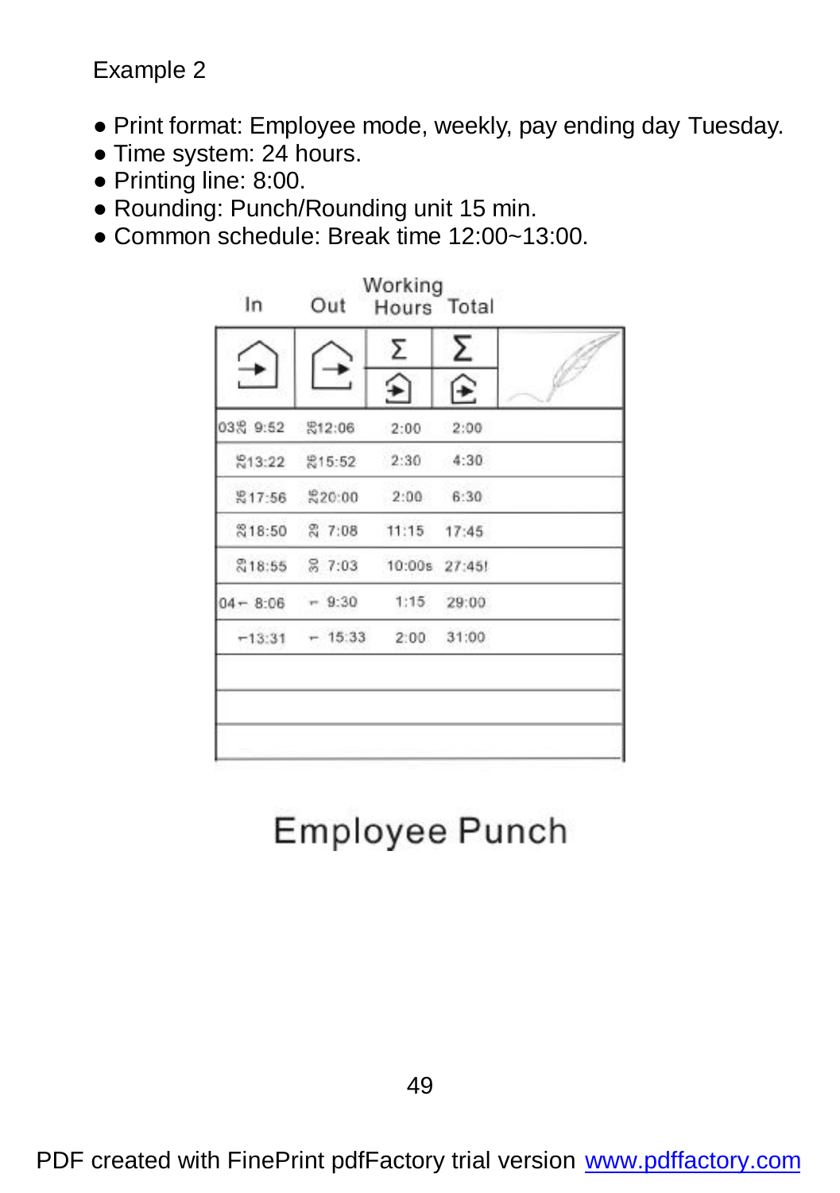Example 2

- Print format: Employee mode, weekly, pay ending day Tuesday.
- Time system: 24 hours.
- Printing line: 8:00.
- Rounding: Punch/Rounding unit 15 min.
- Common schedule: Break time 12:00~13:00.

| In | Out | Working Hours | Total | |
|---|---|---|---|---|
| 03 28 9:52 | 28 12:06 | 2:00 | 2:00 | |
| 28 13:22 | 28 15:52 | 2:30 | 4:30 | |
| 28 17:56 | 28 20:00 | 2:00 | 6:30 | |
| 28 18:50 | 29 7:08 | 11:15 | 17:45 | |
| 29 18:55 | 30 7:03 | 10:00s | 27:45! | |
| 04 ⌐ 8:06 | ⌐ 9:30 | 1:15 | 29:00 | |
| ⌐ 13:31 | ⌐ 15:33 | 2:00 | 31:00 | |
| | | | | |
| | | | | |
| | | | | |

Employee Punch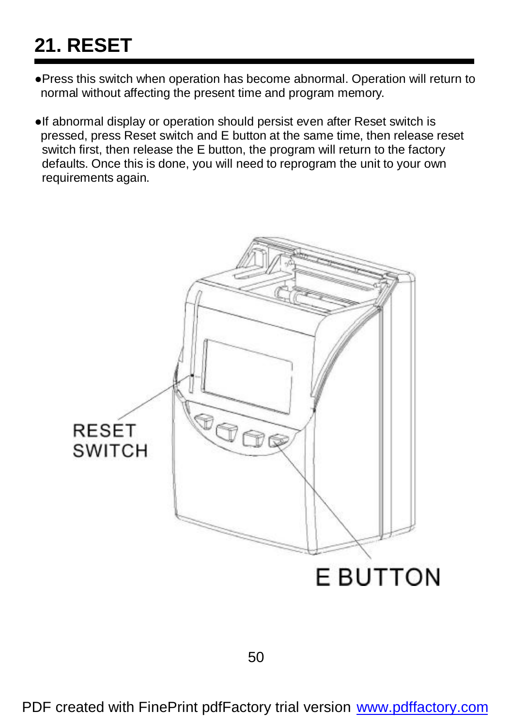# 21. RESET

- Press this switch when operation has become abnormal. Operation will return to normal without affecting the present time and program memory.
- If abnormal display or operation should persist even after Reset switch is pressed, press Reset switch and E button at the same time, then release reset switch first, then release the E button, the program will return to the factory defaults. Once this is done, you will need to reprogram the unit to your own requirements again.

RESET SWITCH

E BUTTON

PDF created with FinePrint pdfFactory trial version www.pdffactory.com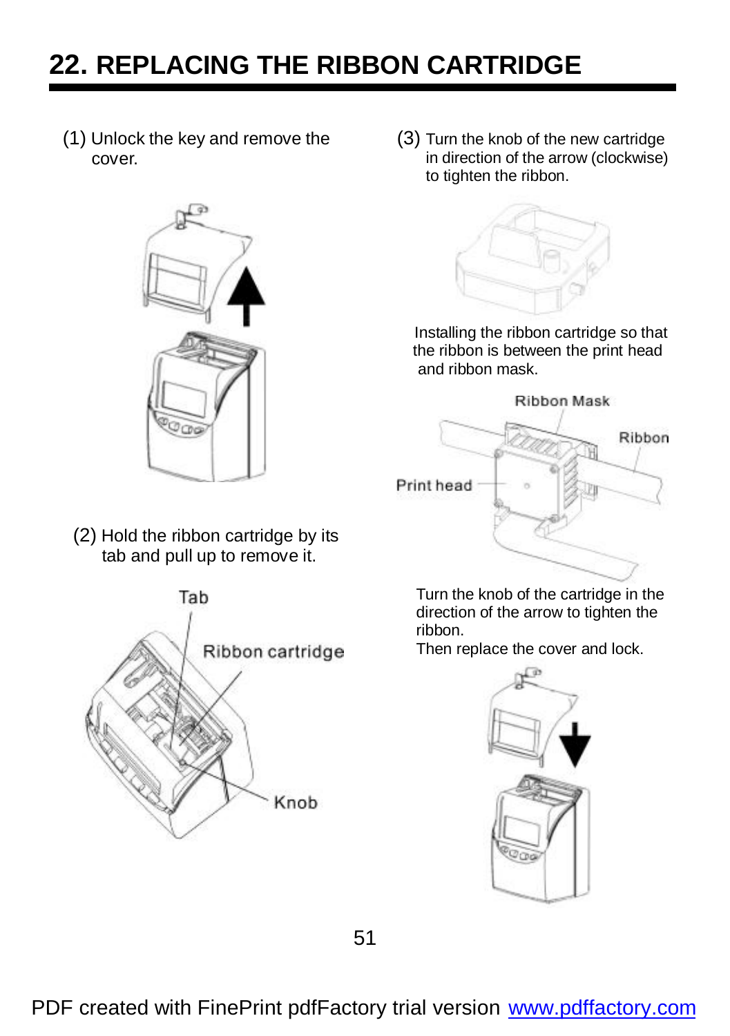# 22. REPLACING THE RIBBON CARTRIDGE

(1) Unlock the key and remove the cover.

(2) Hold the ribbon cartridge by its tab and pull up to remove it.

Tab

Ribbon cartridge

Knob

(3) Turn the knob of the new cartridge in direction of the arrow (clockwise) to tighten the ribbon.

Installing the ribbon cartridge so that the ribbon is between the print head and ribbon mask.

Ribbon Mask

Ribbon

Print head

Turn the knob of the cartridge in the direction of the arrow to tighten the ribbon.
Then replace the cover and lock.

PDF created with FinePrint pdfFactory trial version www.pdffactory.com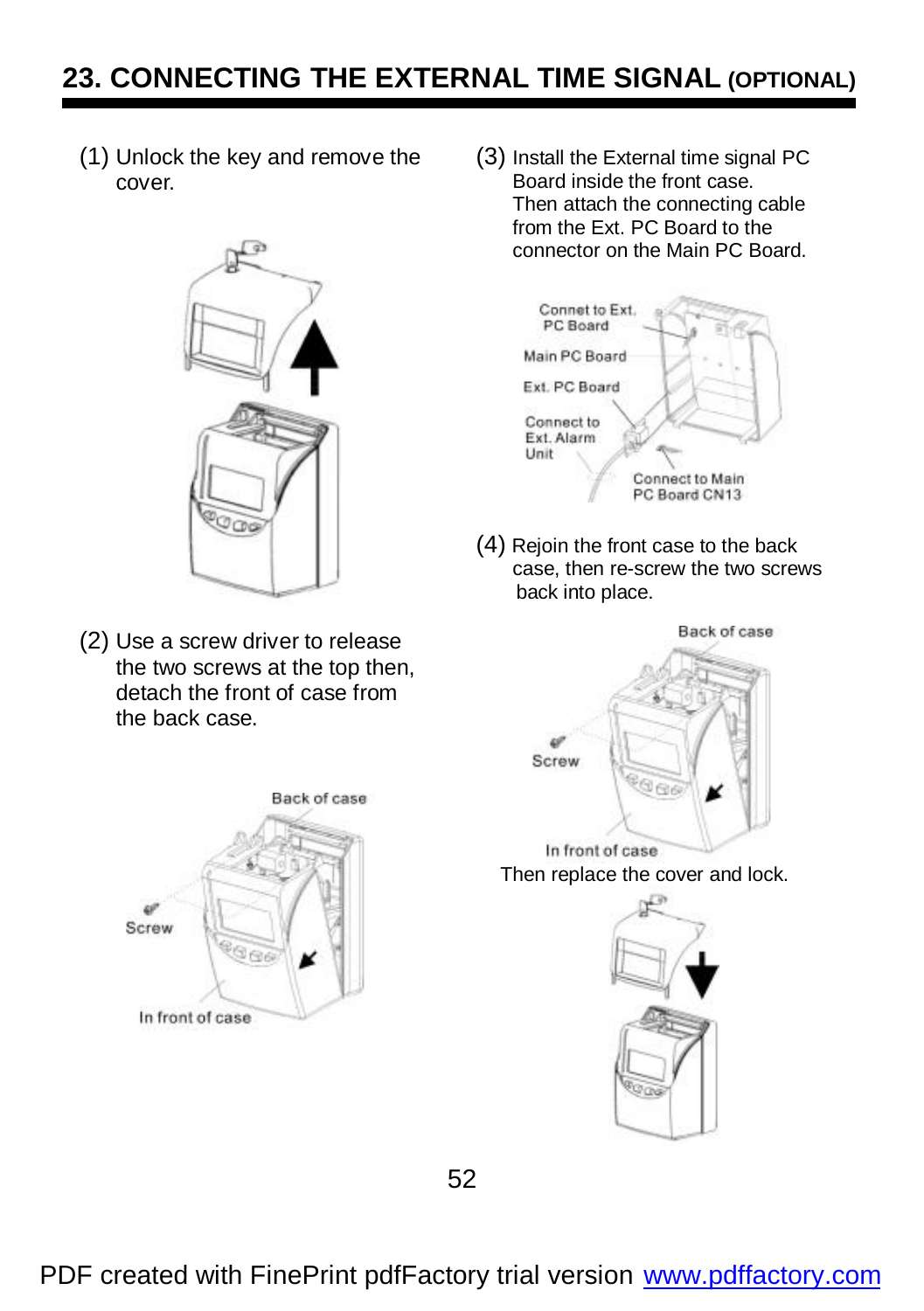## 23. CONNECTING THE EXTERNAL TIME SIGNAL (OPTIONAL)

(1) Unlock the key and remove the cover.

(2) Use a screw driver to release the two screws at the top then, detach the front of case from the back case.

Back of case

Screw

In front of case

(3) Install the External time signal PC Board inside the front case. Then attach the connecting cable from the Ext. PC Board to the connector on the Main PC Board.

Connet to Ext. PC Board

Main PC Board

Ext. PC Board

Connect to Ext. Alarm Unit

Connect to Main PC Board CN13

(4) Rejoin the front case to the back case, then re-screw the two screws back into place.

Back of case

Screw

In front of case

Then replace the cover and lock.

PDF created with FinePrint pdfFactory trial version www.pdffactory.com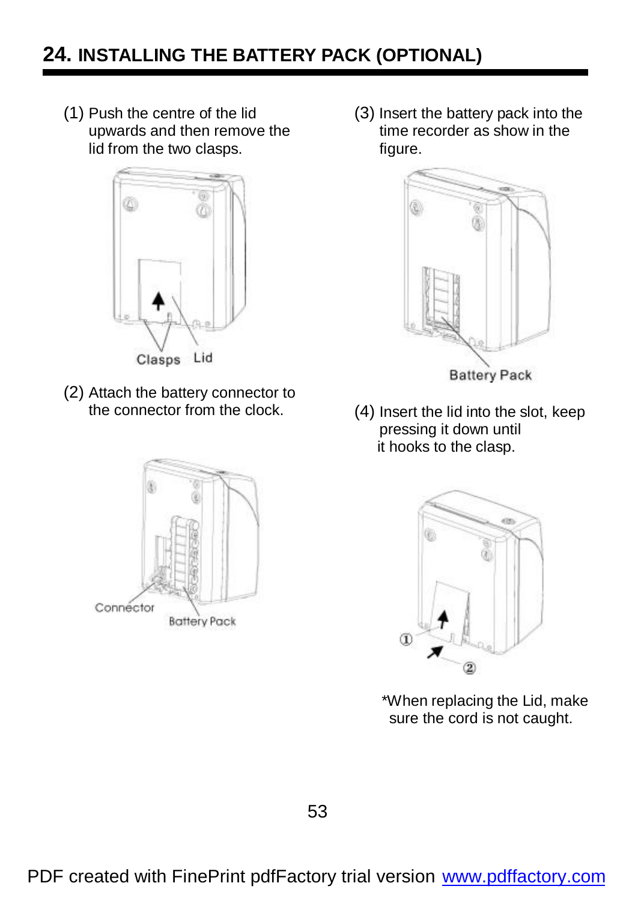## 24. INSTALLING THE BATTERY PACK (OPTIONAL)

(1) Push the centre of the lid upwards and then remove the lid from the two clasps.

Clasps Lid

(2) Attach the battery connector to the connector from the clock.

Connector

Battery Pack

(3) Insert the battery pack into the time recorder as show in the figure.

Battery Pack

(4) Insert the lid into the slot, keep pressing it down until it hooks to the clasp.

①

②

*When replacing the Lid, make sure the cord is not caught.

PDF created with FinePrint pdfFactory trial version www.pdffactory.com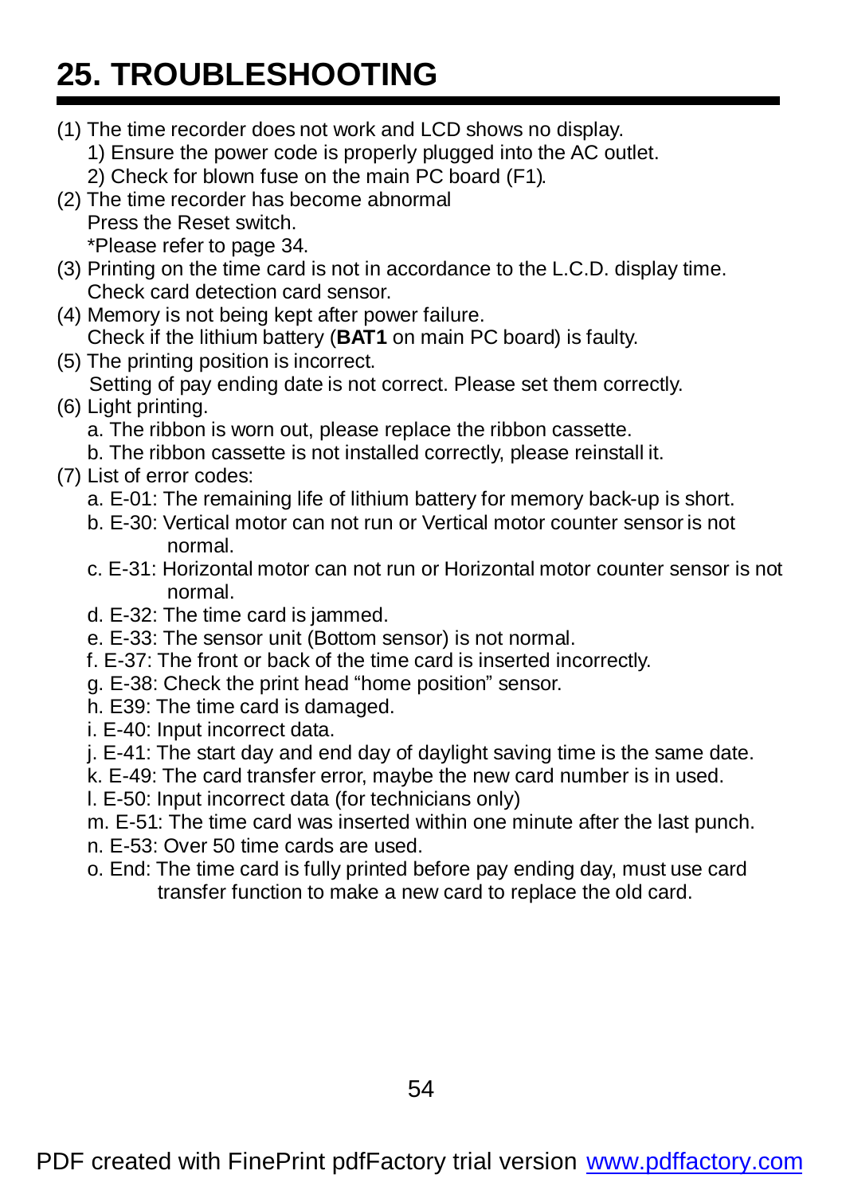# 25. TROUBLESHOOTING

(1) The time recorder does not work and LCD shows no display.
   1) Ensure the power code is properly plugged into the AC outlet.
   2) Check for blown fuse on the main PC board (F1).

(2) The time recorder has become abnormal
   Press the Reset switch.
   *Please refer to page 34.

(3) Printing on the time card is not in accordance to the L.C.D. display time.
   Check card detection card sensor.

(4) Memory is not being kept after power failure.
   Check if the lithium battery (**BAT1** on main PC board) is faulty.

(5) The printing position is incorrect.
   Setting of pay ending date is not correct. Please set them correctly.

(6) Light printing.
   a. The ribbon is worn out, please replace the ribbon cassette.
   b. The ribbon cassette is not installed correctly, please reinstall it.

(7) List of error codes:
   a. E-01: The remaining life of lithium battery for memory back-up is short.
   b. E-30: Vertical motor can not run or Vertical motor counter sensor is not normal.
   c. E-31: Horizontal motor can not run or Horizontal motor counter sensor is not normal.
   d. E-32: The time card is jammed.
   e. E-33: The sensor unit (Bottom sensor) is not normal.
   f. E-37: The front or back of the time card is inserted incorrectly.
   g. E-38: Check the print head “home position” sensor.
   h. E39: The time card is damaged.
   i. E-40: Input incorrect data.
   j. E-41: The start day and end day of daylight saving time is the same date.
   k. E-49: The card transfer error, maybe the new card number is in used.
   l. E-50: Input incorrect data (for technicians only)
   m. E-51: The time card was inserted within one minute after the last punch.
   n. E-53: Over 50 time cards are used.
   o. End: The time card is fully printed before pay ending day, must use card transfer function to make a new card to replace the old card.